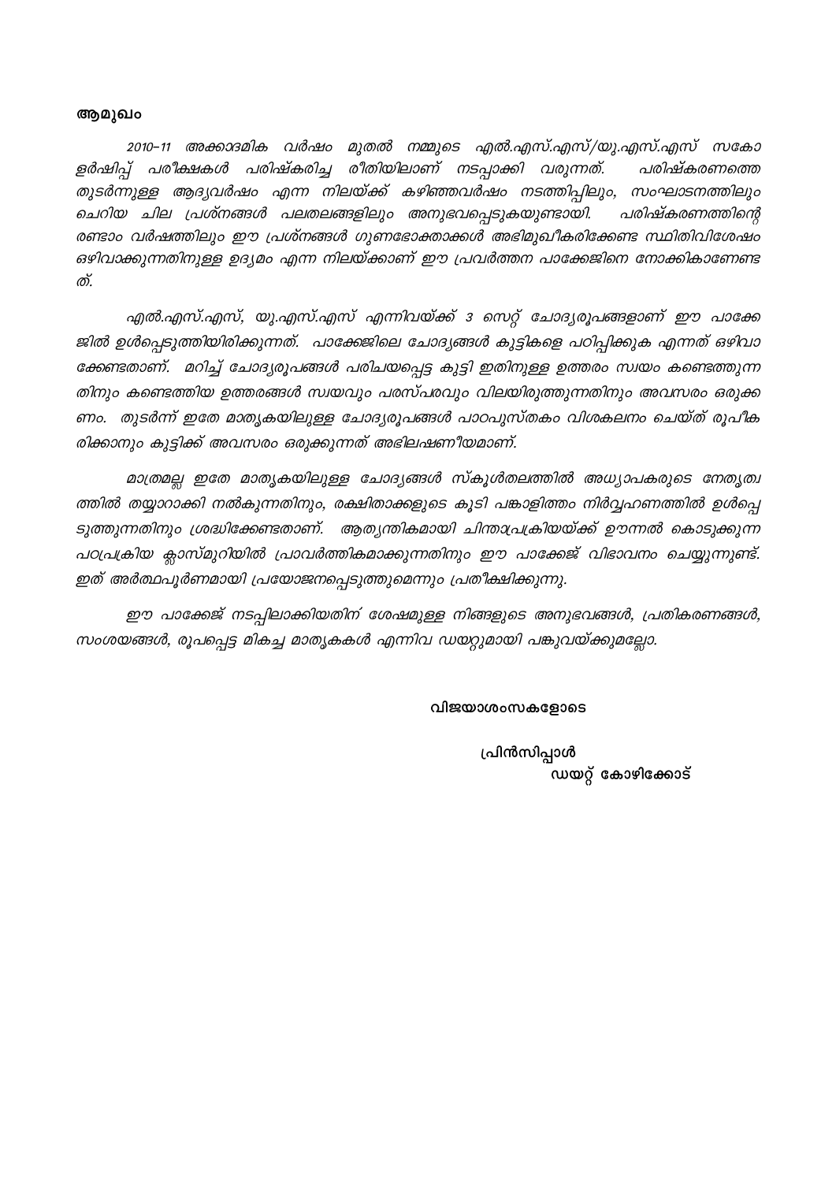**ആമുഖം**

*2010-11 അക്കാദമിക വർഷം മുതൽ നമ്മുടെ എൽ.എസ്.എസ്/യു.എസ്.എസ് സകോളർഷിപ്പ് പരീക്ഷകൾ പരിഷ്കരിച്ച രീതിയിലാണ് നടപ്പാക്കി വരുന്നത്. പരിഷ്കരണത്തെ തുടർന്നുള്ള ആദ്യവർഷം എന്ന നിലയ്ക്ക് കഴിഞ്ഞവർഷം നടത്തിപ്പിലും, സംഘാടനത്തിലും ചെറിയ ചില പ്രശ്നങ്ങൾ പലതലങ്ങളിലും അനുഭവപ്പെടുകയുണ്ടായി. പരിഷ്കരണത്തിന്റെ രണ്ടാം വർഷത്തിലും ഈ പ്രശ്നങ്ങൾ ഗുണഭോക്താക്കൾ അഭിമുഖീകരിക്കേണ്ട സ്ഥിതിവിശേഷം ഒഴിവാക്കുന്നതിനുള്ള ഉദ്യമം എന്ന നിലയ്ക്കാണ് ഈ പ്രവർത്തന പാക്കേജിനെ നോക്കികാണേണ്ടത്.*

*എൽ.എസ്.എസ്, യു.എസ്.എസ് എന്നിവയ്ക്ക് 3 സെറ്റ് ചോദ്യരൂപങ്ങളാണ് ഈ പാക്കേജിൽ ഉൾപ്പെടുത്തിയിരിക്കുന്നത്. പാക്കേജിലെ ചോദ്യങ്ങൾ കുട്ടികളെ പഠിപ്പിക്കുക എന്നത് ഒഴിവാക്കേണ്ടതാണ്. മറിച്ച് ചോദ്യരൂപങ്ങൾ പരിചയപ്പെട്ട കുട്ടി ഇതിനുള്ള ഉത്തരം സ്വയം കണ്ടെത്തുന്നതിനും കണ്ടെത്തിയ ഉത്തരങ്ങൾ സ്വയവും പരസ്പരവും വിലയിരുത്തുന്നതിനും അവസരം ഒരുക്കണം. തുടർന്ന് ഇതേ മാതൃകയിലുള്ള ചോദ്യരൂപങ്ങൾ പാഠപുസ്തകം വിശകലനം ചെയ്ത് രൂപീകരിക്കാനും കുട്ടിക്ക് അവസരം ഒരുക്കുന്നത് അഭിലഷണീയമാണ്.*

*മാത്രമല്ല ഇതേ മാതൃകയിലുള്ള ചോദ്യങ്ങൾ സ്കൂൾതലത്തിൽ അധ്യാപകരുടെ നേതൃത്വത്തിൽ തയ്യാറാക്കി നൽകുന്നതിനും, രക്ഷിതാക്കളുടെ കൂടി പങ്കാളിത്തം നിർവ്വഹണത്തിൽ ഉൾപ്പെടുത്തുന്നതിനും ശ്രദ്ധിക്കേണ്ടതാണ്. ആത്യന്തികമായി ചിന്താപ്രക്രിയയ്ക്ക് ഊന്നൽ കൊടുക്കുന്ന പഠപ്രക്രിയ ക്ലാസ്മുറിയിൽ പ്രാവർത്തികമാക്കുന്നതിനും ഈ പാക്കേജ് വിഭാവനം ചെയ്യുന്നുണ്ട്. ഇത് അർത്ഥപൂർണമായി പ്രയോജനപ്പെടുത്തുമെന്നും പ്രതീക്ഷിക്കുന്നു.*

*ഈ പാക്കേജ് നടപ്പിലാക്കിയതിന് ശേഷമുള്ള നിങ്ങളുടെ അനുഭവങ്ങൾ, പ്രതികരണങ്ങൾ, സംശയങ്ങൾ, രൂപപ്പെട്ട മികച്ച മാതൃകകൾ എന്നിവ ഡയറ്റുമായി പങ്കുവയ്ക്കുമല്ലോ.*

**വിജയാശംസകളോടെ**

**പ്രിൻസിപ്പാൾ**
**ഡയറ്റ് കോഴിക്കോട്**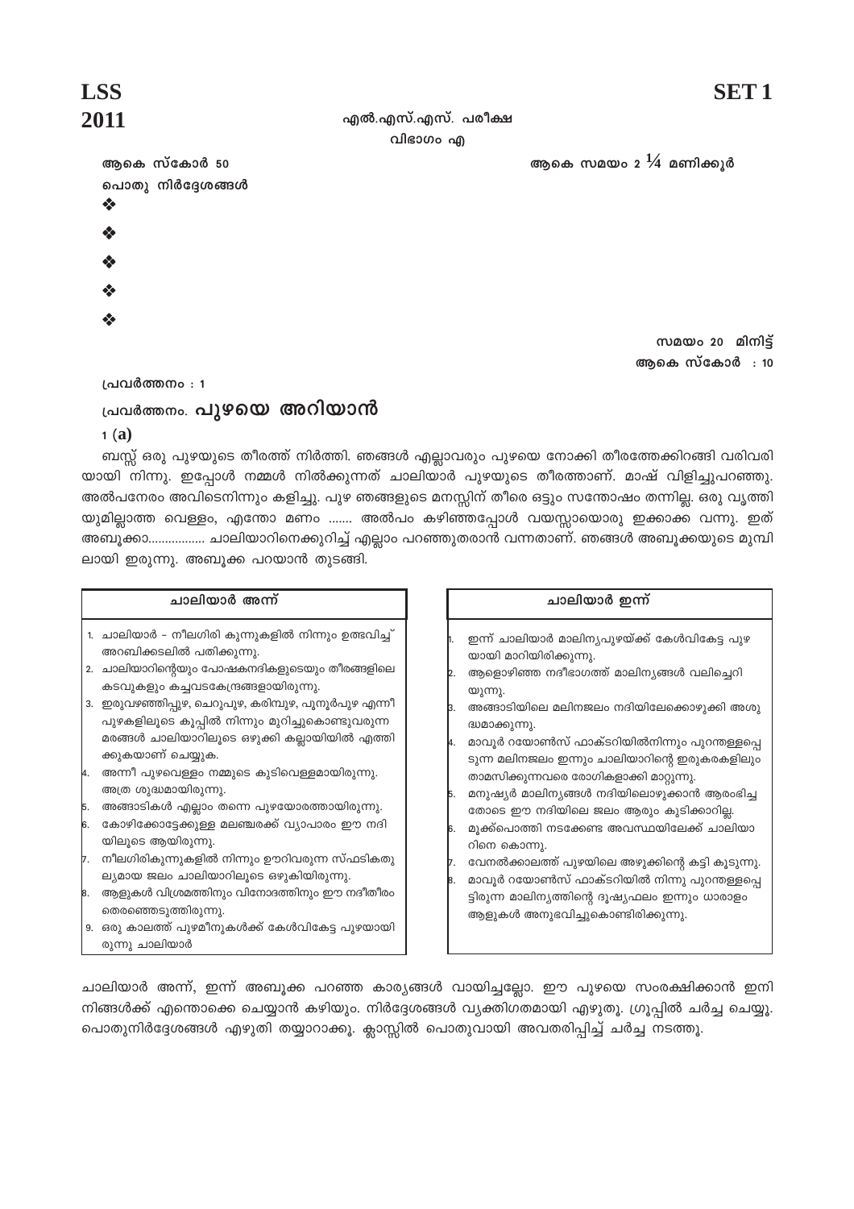**LSS 2011**

**SET 1**

എൽ.എസ്.എസ്. പരീക്ഷ

വിഭാഗം എ

ആകെ സ്കോർ 50

ആകെ സമയം 2 $\frac{1}{4}$ മണിക്കൂർ

പൊതു നിർദ്ദേശങ്ങൾ

❖

❖

❖

❖

❖

സമയം 20 മിനിട്ട്

ആകെ സ്കോർ : 10

പ്രവർത്തനം : 1

## പ്രവർത്തനം. പുഴയെ അറിയാൻ

1 (a)

ബസ്സ് ഒരു പുഴയുടെ തീരത്ത് നിർത്തി. ഞങ്ങൾ എല്ലാവരും പുഴയെ നോക്കി തീരത്തേക്കിറങ്ങി വരിവരിയായി നിന്നു. ഇപ്പോൾ നമ്മൾ നിൽക്കുന്നത് ചാലിയാർ പുഴയുടെ തീരത്താണ്. മാഷ് വിളിച്ചുപറഞ്ഞു. അൽപനേരം അവിടെനിന്നും കളിച്ചു. പുഴ ഞങ്ങളുടെ മനസ്സിന് തീരെ ഒട്ടും സന്തോഷം തന്നില്ല. ഒരു വൃത്തിയുമില്ലാത്ത വെള്ളം, എന്തോ മണം ....... അൽപം കഴിഞ്ഞപ്പോൾ വയസ്സായൊരു ഇക്കാക്ക വന്നു. ഇത് അബൂക്കാ................ ചാലിയാറിനെക്കുറിച്ച് എല്ലാം പറഞ്ഞുതരാൻ വന്നതാണ്. ഞങ്ങൾ അബൂക്കയുടെ മുമ്പിലായി ഇരുന്നു. അബൂക്ക പറയാൻ തുടങ്ങി.

**ചാലിയാർ അന്ന്**

1. ചാലിയാർ – നീലഗിരി കുന്നുകളിൽ നിന്നും ഉത്ഭവിച്ച് അറബിക്കടലിൽ പതിക്കുന്നു.
2. ചാലിയാറിന്റെയും പോഷകനദികളുടെയും തീരങ്ങളിലെ കടവുകളും കച്ചവടകേന്ദ്രങ്ങളായിരുന്നു.
3. ഇരുവഴഞ്ഞിപ്പുഴ, ചെറുപുഴ, കരിമ്പുഴ, പുന്നൂർപുഴ എന്നീ പുഴകളിലൂടെ കൂപ്പിൽ നിന്നും മുറിച്ചുകൊണ്ടുവരുന്ന മരങ്ങൾ ചാലിയാറിലൂടെ ഒഴുക്കി കല്ലായിയിൽ എത്തിക്കുകയാണ് ചെയ്യുക.
4. അന്നീ പുഴവെള്ളം നമ്മുടെ കുടിവെള്ളമായിരുന്നു. അത്ര ശുദ്ധമായിരുന്നു.
5. അങ്ങാടികൾ എല്ലാം തന്നെ പുഴയോരത്തായിരുന്നു.
6. കോഴിക്കോട്ടേക്കുള്ള മലഞ്ചരക്ക് വ്യാപാരം ഈ നദിയിലൂടെ ആയിരുന്നു.
7. നീലഗിരികുന്നുകളിൽ നിന്നും ഊറിവരുന്ന സ്ഫടികതുല്യമായ ജലം ചാലിയാറിലൂടെ ഒഴുകിയിരുന്നു.
8. ആളുകൾ വിശ്രമത്തിനും വിനോദത്തിനും ഈ നദീതീരം തെരഞ്ഞെടുത്തിരുന്നു.
9. ഒരു കാലത്ത് പുഴമീനുകൾക്ക് കേൾവികേട്ട പുഴയായിരുന്നു ചാലിയാർ

**ചാലിയാർ ഇന്ന്**

1. ഇന്ന് ചാലിയാർ മാലിന്യപുഴയ്ക്ക് കേൾവികേട്ട പുഴയായി മാറിയിരിക്കുന്നു.
2. ആളൊഴിഞ്ഞ നദീതടത്ത് മാലിന്യങ്ങൾ വലിച്ചെറിയുന്നു.
3. അങ്ങാടിയിലെ മലിനജലം നദിയിലേക്കൊഴുക്കി അശുദ്ധമാക്കുന്നു.
4. മാവൂർ റയോൺസ് ഫാക്ടറിയിൽനിന്നും പുറന്തള്ളപ്പെടുന്ന മലിനജലം ഇന്നും ചാലിയാറിന്റെ ഇരുകരകളിലും താമസിക്കുന്നവരെ രോഗികളാക്കി മാറ്റുന്നു.
5. മനുഷ്യർ മാലിന്യങ്ങൾ നദിയിലൊഴുക്കാൻ ആരംഭിച്ചതോടെ ഈ നദിയിലെ ജലം ആരും കുടിക്കാറില്ല.
6. മൂക്ക്പൊത്തി നടക്കേണ്ട അവസ്ഥയിലേക്ക് ചാലിയാറിനെ കൊന്നു.
7. വേനൽക്കാലത്ത് പുഴയിലെ അഴുക്കിന്റെ കട്ടി കൂടുന്നു.
8. മാവൂർ റയോൺസ് ഫാക്ടറിയിൽ നിന്നു പുറന്തള്ളപ്പെട്ടിരുന്ന മാലിന്യത്തിന്റെ ദൂഷ്യഫലം ഇന്നും ധാരാളം ആളുകൾ അനുഭവിച്ചുകൊണ്ടിരിക്കുന്നു.

ചാലിയാർ അന്ന്, ഇന്ന് അബൂക്ക പറഞ്ഞ കാര്യങ്ങൾ വായിച്ചല്ലോ. ഈ പുഴയെ സംരക്ഷിക്കാൻ ഇനി നിങ്ങൾക്ക് എന്തൊക്കെ ചെയ്യാൻ കഴിയും. നിർദ്ദേശങ്ങൾ വ്യക്തിഗതമായി എഴുതൂ. ഗ്രൂപ്പിൽ ചർച്ച ചെയ്യൂ. പൊതുനിർദ്ദേശങ്ങൾ എഴുതി തയ്യാറാക്കൂ. ക്ലാസ്സിൽ പൊതുവായി അവതരിപ്പിച്ച് ചർച്ച നടത്തൂ.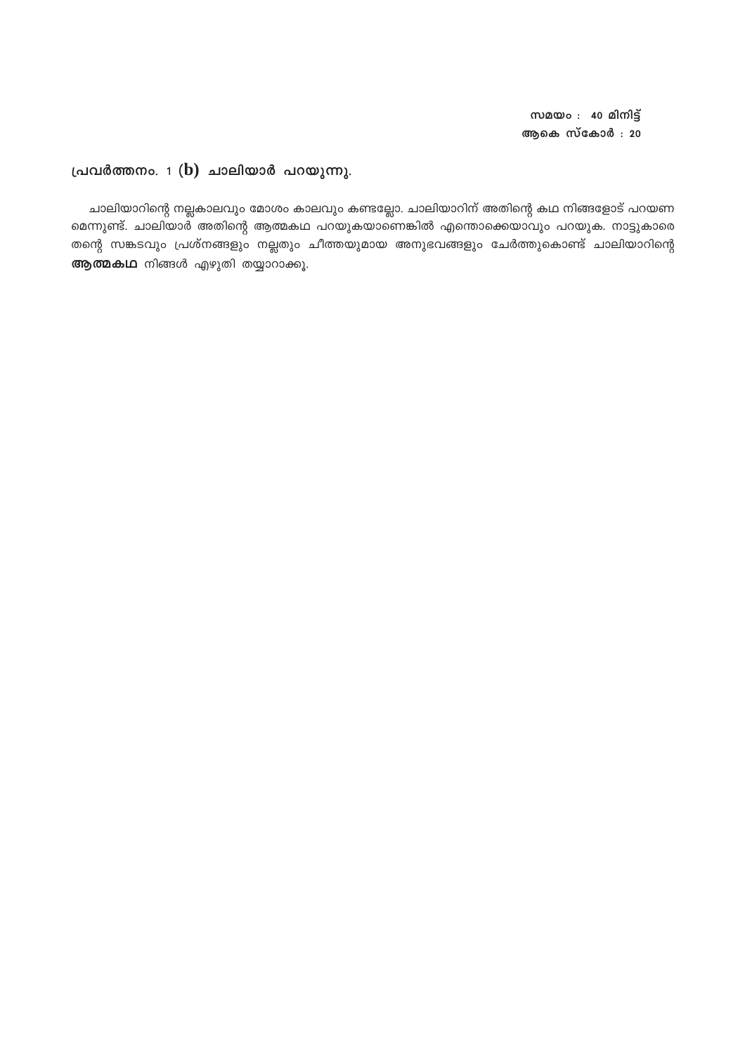**സമയം : 40 മിനിട്ട്**
**ആകെ സ്കോർ : 20**

## പ്രവർത്തനം. 1 (b) ചാലിയാർ പറയുന്നു.

ചാലിയാറിന്റെ നല്ലകാലവും മോശം കാലവും കണ്ടല്ലോ. ചാലിയാറിന് അതിന്റെ കഥ നിങ്ങളോട് പറയണമെന്നുണ്ട്. ചാലിയാർ അതിന്റെ ആത്മകഥ പറയുകയാണെങ്കിൽ എന്തൊക്കെയാവും പറയുക. നാട്ടുകാരെ തന്റെ സങ്കടവും പ്രശ്നങ്ങളും നല്ലതും ചീത്തയുമായ അനുഭവങ്ങളും ചേർത്തുകൊണ്ട് ചാലിയാറിന്റെ **ആത്മകഥ** നിങ്ങൾ എഴുതി തയ്യാറാക്കൂ.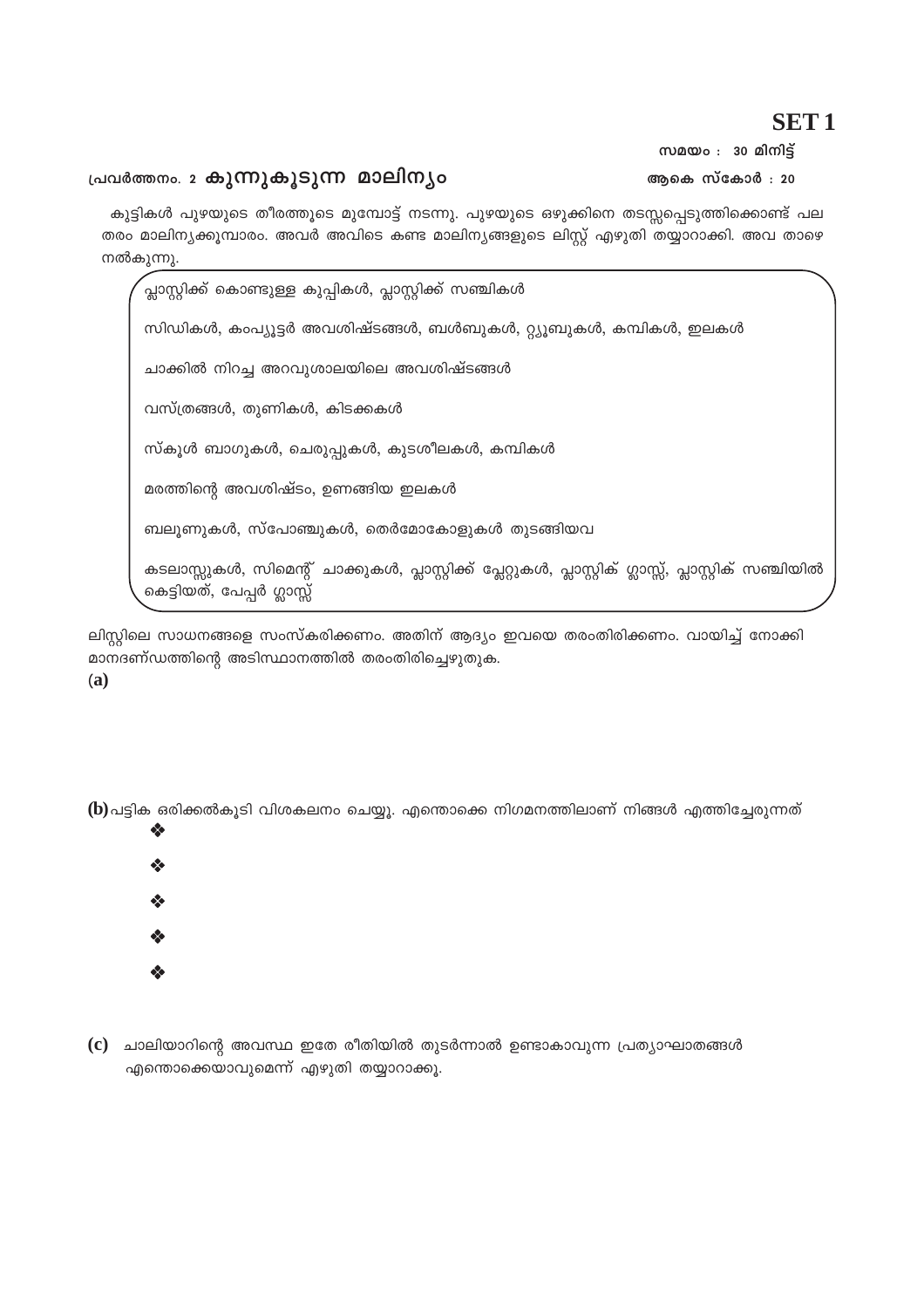**SET 1**

സമയം : 30 മിനിട്ട്

ആകെ സ്കോർ : 20

## പ്രവർത്തനം. 2 കുന്നുകൂടുന്ന മാലിന്യം

കുട്ടികൾ പുഴയുടെ തീരത്തൂടെ മുമ്പോട്ട് നടന്നു. പുഴയുടെ ഒഴുക്കിനെ തടസ്സപ്പെടുത്തിക്കൊണ്ട് പല തരം മാലിന്യക്കൂമ്പാരം. അവർ അവിടെ കണ്ട മാലിന്യങ്ങളുടെ ലിസ്റ്റ് എഴുതി തയ്യാറാക്കി. അവ താഴെ നൽകുന്നു.

- പ്ലാസ്റ്റിക്ക് കൊണ്ടുള്ള കുപ്പികൾ, പ്ലാസ്റ്റിക്ക് സഞ്ചികൾ
- സിഡികൾ, കംപ്യൂട്ടർ അവശിഷ്ടങ്ങൾ, ബൾബുകൾ, റ്റ്യൂബുകൾ, കമ്പികൾ, ഇലകൾ
- ചാക്കിൽ നിറച്ച അറവുശാലയിലെ അവശിഷ്ടങ്ങൾ
- വസ്ത്രങ്ങൾ, തുണികൾ, കിടക്കകൾ
- സ്കൂൾ ബാഗുകൾ, ചെരുപ്പുകൾ, കുടശീലകൾ, കമ്പികൾ
- മരത്തിന്റെ അവശിഷ്ടം, ഉണങ്ങിയ ഇലകൾ
- ബലൂണുകൾ, സ്പോഞ്ചുകൾ, തെർമോകോളുകൾ തുടങ്ങിയവ
- കടലാസ്സുകൾ, സിമെന്റ് ചാക്കുകൾ, പ്ലാസ്റ്റിക്ക് പ്ലേറ്റുകൾ, പ്ലാസ്റ്റിക് ഗ്ലാസ്സ്, പ്ലാസ്റ്റിക് സഞ്ചിയിൽ കെട്ടിയത്, പേപ്പർ ഗ്ലാസ്സ്

ലിസ്റ്റിലെ സാധനങ്ങളെ സംസ്കരിക്കണം. അതിന് ആദ്യം ഇവയെ തരംതിരിക്കണം. വായിച്ച് നോക്കി മാനദണ്ഡത്തിന്റെ അടിസ്ഥാനത്തിൽ തരംതിരിച്ചെഴുതുക.

**(a)**

**(b)** പട്ടിക ഒരിക്കൽകൂടി വിശകലനം ചെയ്യൂ. എന്തൊക്കെ നിഗമനത്തിലാണ് നിങ്ങൾ എത്തിച്ചേരുന്നത്

- ❖
- ❖
- ❖
- ❖
- ❖

**(c)** ചാലിയാറിന്റെ അവസ്ഥ ഇതേ രീതിയിൽ തുടർന്നാൽ ഉണ്ടാകാവുന്ന പ്രത്യാഘാതങ്ങൾ എന്തൊക്കെയാവുമെന്ന് എഴുതി തയ്യാറാക്കൂ.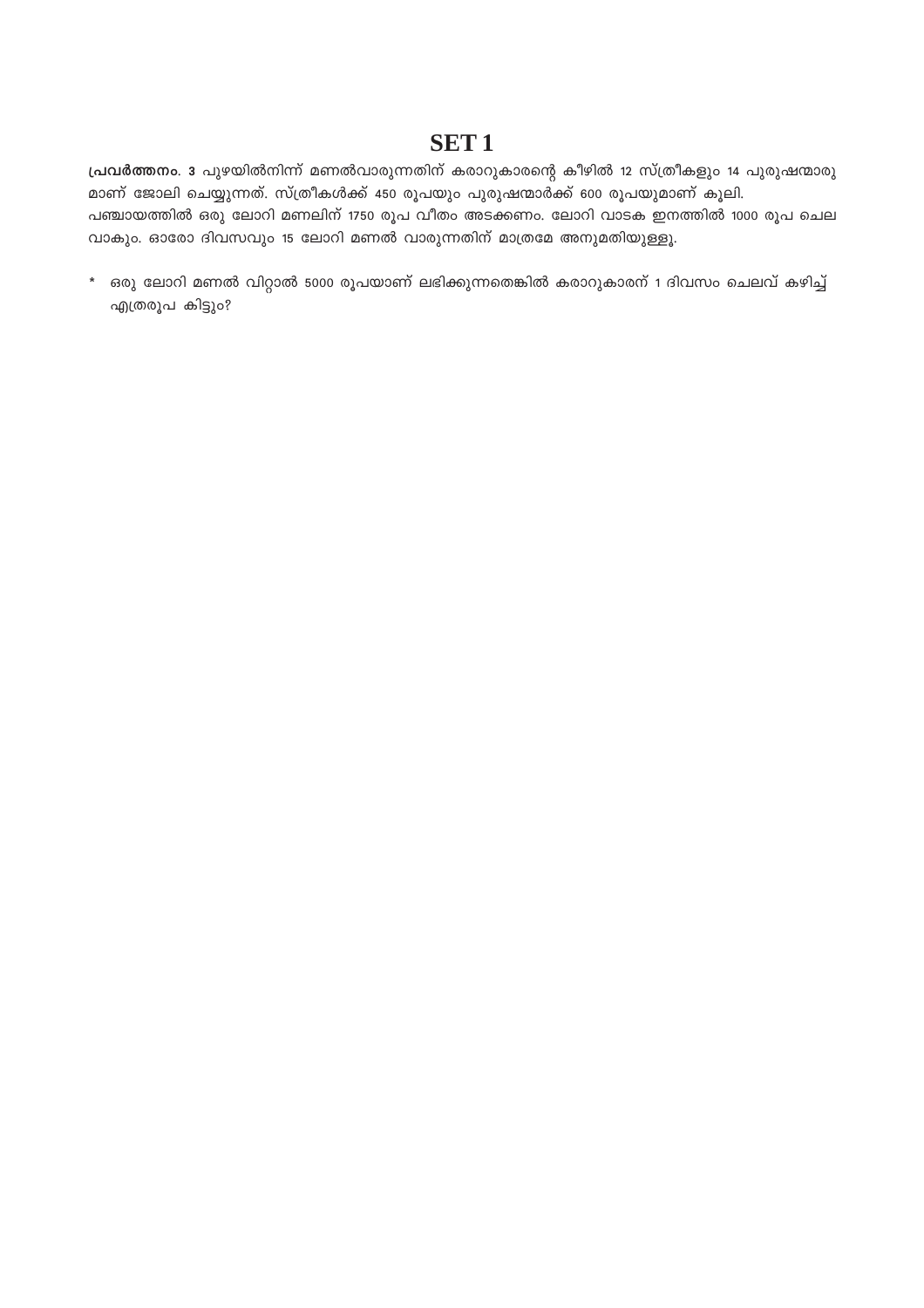# SET 1

**പ്രവർത്തനം. 3** പുഴയിൽനിന്ന് മണൽവാരുന്നതിന് കരാറുകാരന്റെ കീഴിൽ 12 സ്ത്രീകളും 14 പുരുഷന്മാരുമാണ് ജോലി ചെയ്യുന്നത്. സ്ത്രീകൾക്ക് 450 രൂപയും പുരുഷന്മാർക്ക് 600 രൂപയുമാണ് കൂലി.
പഞ്ചായത്തിൽ ഒരു ലോറി മണലിന് 1750 രൂപ വീതം അടക്കണം. ലോറി വാടക ഇനത്തിൽ 1000 രൂപ ചെലവാകും. ഓരോ ദിവസവും 15 ലോറി മണൽ വാരുന്നതിന് മാത്രമേ അനുമതിയുള്ളൂ.

* ഒരു ലോറി മണൽ വിറ്റാൽ 5000 രൂപയാണ് ലഭിക്കുന്നതെങ്കിൽ കരാറുകാരന് 1 ദിവസം ചെലവ് കഴിച്ച് എത്രരൂപ കിട്ടും?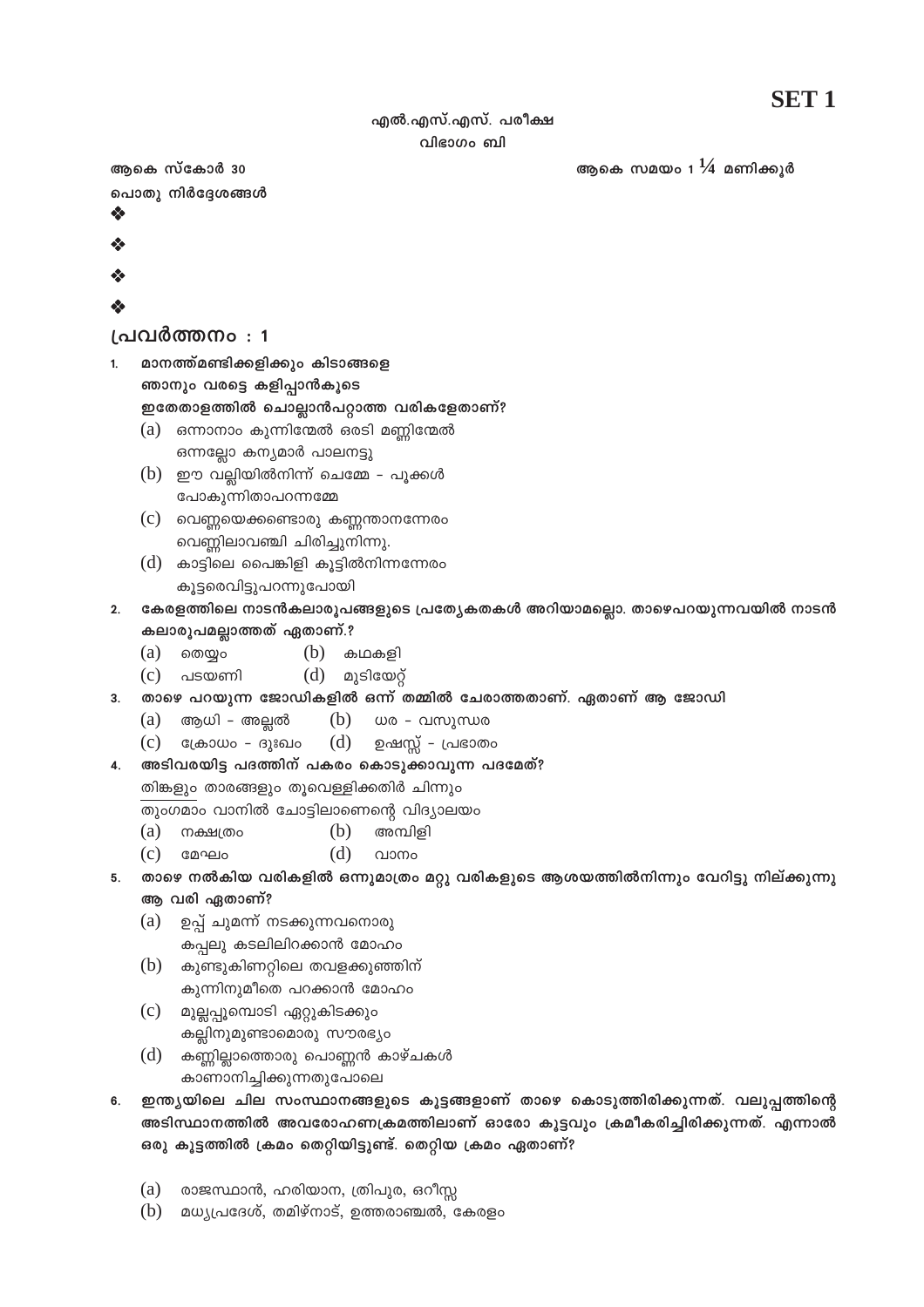**SET 1**

എൽ.എസ്.എസ്. പരീക്ഷ

വിഭാഗം ബി

ആകെ സ്കോർ 30 ആകെ സമയം 1 ¼ മണിക്കൂർ

പൊതു നിർദ്ദേശങ്ങൾ

- 
- 
- 
- 

## പ്രവർത്തനം : 1

1. മാനത്ത്മണ്ടിക്കളിക്കും കിടാങ്ങളെ
   ഞാനും വരട്ടെ കളിപ്പാൻകൂടെ
   ഇതേതാളത്തിൽ ചൊല്ലാൻപറ്റാത്ത വരികളേതാണ്?
   (a) ഒന്നാനാം കുന്നിന്മേൽ ഒരടി മണ്ണിന്മേൽ
   ഒന്നല്ലോ കന്യമാർ പാലനട്ടു
   (b) ഈ വല്ലിയിൽനിന്ന് ചെമ്മേ - പൂക്കൾ
   പോകുന്നിതാപറന്നമ്മേ
   (c) വെണ്ണയെക്കണ്ടൊരു കണ്ണന്താനന്നേരം
   വെണ്ണിലാവഞ്ചി ചിരിച്ചുനിന്നു.
   (d) കാട്ടിലെ പൈങ്കിളി കൂട്ടിൽനിന്നന്നേരം
   കൂട്ടരെവിട്ടുപറന്നുപോയി

2. കേരളത്തിലെ നാടൻകലാരൂപങ്ങളുടെ പ്രത്യേകതകൾ അറിയാമല്ലൊ. താഴെപറയുന്നവയിൽ നാടൻ കലാരൂപമല്ലാത്തത് ഏതാണ്.?
   (a) തെയ്യം (b) കഥകളി
   (c) പടയണി (d) മുടിയേറ്റ്

3. താഴെ പറയുന്ന ജോഡികളിൽ ഒന്ന് തമ്മിൽ ചേരാത്തതാണ്. ഏതാണ് ആ ജോഡി
   (a) ആധി - അല്ലൽ (b) ധര - വസുന്ധര
   (c) ക്രോധം - ദുഃഖം (d) ഉഷസ്സ് - പ്രഭാതം

4. അടിവരയിട്ട പദത്തിന് പകരം കൊടുക്കാവുന്ന പദമേത്?
   <u>തിങ്കളും</u> താരങ്ങളും തൂവെള്ളിക്കതിർ ചിന്നും
   തുംഗമാം വാനിൽ ചോട്ടിലാണെന്റെ വിദ്യാലയം
   (a) നക്ഷത്രം (b) അമ്പിളി
   (c) മേഘം (d) വാനം

5. താഴെ നൽകിയ വരികളിൽ ഒന്നുമാത്രം മറ്റു വരികളുടെ ആശയത്തിൽനിന്നും വേറിട്ടു നില്ക്കുന്നു ആ വരി ഏതാണ്?
   (a) ഉപ്പ് ചുമന്ന് നടക്കുന്നവനൊരു
   കപ്പലു കടലിലിറക്കാൻ മോഹം
   (b) കുണ്ടുകിണറ്റിലെ തവളക്കുഞ്ഞിന്
   കുന്നിനുമീതെ പറക്കാൻ മോഹം
   (c) മുല്ലപ്പൂമ്പൊടി ഏറ്റുകിടക്കും
   കല്ലിനുമുണ്ടാമൊരു സൗരഭ്യം
   (d) കണ്ണില്ലാത്തൊരു പൊണ്ണൻ കാഴ്ചകൾ
   കാണാനിച്ഛിക്കുന്നതുപോലെ

6. ഇന്ത്യയിലെ ചില സംസ്ഥാനങ്ങളുടെ കൂട്ടങ്ങളാണ് താഴെ കൊടുത്തിരിക്കുന്നത്. വലുപ്പത്തിന്റെ അടിസ്ഥാനത്തിൽ അവരോഹണക്രമത്തിലാണ് ഓരോ കൂട്ടവും ക്രമീകരിച്ചിരിക്കുന്നത്. എന്നാൽ ഒരു കൂട്ടത്തിൽ ക്രമം തെറ്റിയിട്ടുണ്ട്. തെറ്റിയ ക്രമം ഏതാണ്?

   (a) രാജസ്ഥാൻ, ഹരിയാന, ത്രിപുര, ഒറീസ്സ
   (b) മധ്യപ്രദേശ്, തമിഴ്നാട്, ഉത്തരാഞ്ചൽ, കേരളം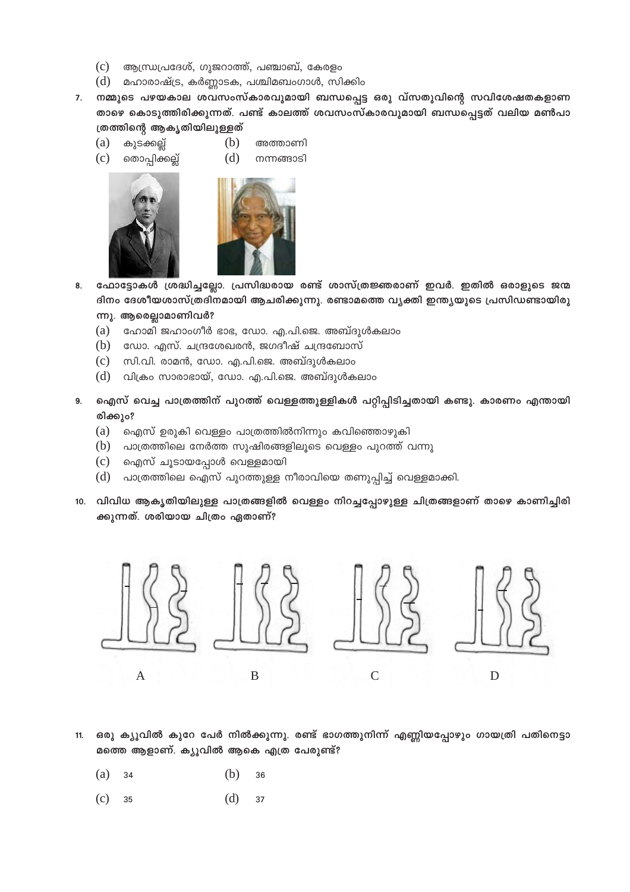(c) ആന്ധ്രപ്രദേശ്, ഗുജറാത്ത്, പഞ്ചാബ്, കേരളം

(d) മഹാരാഷ്ട്ര, കർണ്ണാടക, പശ്ചിമബംഗാൾ, സിക്കിം

7. **നമ്മുടെ പഴയകാല ശവസംസ്കാരവുമായി ബന്ധപ്പെട്ട ഒരു വസ്തുവിന്റെ സവിശേഷതകളാണ താഴെ കൊടുത്തിരിക്കുന്നത്. പണ്ട് കാലത്ത് ശവസംസ്കാരവുമായി ബന്ധപ്പെട്ടത് വലിയ മൺപാത്രത്തിന്റെ ആകൃതിയിലുള്ളത്**

   (a) കുടക്കല്ല് (b) അത്താണി

   (c) തൊപ്പിക്കല്ല് (d) നന്നങ്ങാടി

8. **ഫോട്ടോകൾ ശ്രദ്ധിച്ചല്ലോ. പ്രസിദ്ധരായ രണ്ട് ശാസ്ത്രജ്ഞരാണ് ഇവർ. ഇതിൽ ഒരാളുടെ ജന്മദിനം ദേശീയശാസ്ത്രദിനമായി ആചരിക്കുന്നു. രണ്ടാമത്തെ വ്യക്തി ഇന്ത്യയുടെ പ്രസിഡണ്ടായിരുന്നു. ആരെല്ലാമാണിവർ?**

   (a) ഹോമി ജഹാംഗീർ ഭാഭ, ഡോ. എ.പി.ജെ. അബ്ദുൾകലാം

   (b) ഡോ. എസ്. ചന്ദ്രശേഖരൻ, ജഗദീഷ് ചന്ദ്രബോസ്

   (c) സി.വി. രാമൻ, ഡോ. എ.പി.ജെ. അബ്ദുൾകലാം

   (d) വിക്രം സാരാഭായ്, ഡോ. എ.പി.ജെ. അബ്ദുൾകലാം

9. **ഐസ് വെച്ച പാത്രത്തിന് പുറത്ത് വെള്ളത്തുള്ളികൾ പറ്റിപ്പിടിച്ചതായി കണ്ടു. കാരണം എന്തായിരിക്കും?**

   (a) ഐസ് ഉരുകി വെള്ളം പാത്രത്തിൽനിന്നും കവിഞ്ഞൊഴുകി

   (b) പാത്രത്തിലെ നേർത്ത സുഷിരങ്ങളിലൂടെ വെള്ളം പുറത്ത് വന്നു

   (c) ഐസ് ചൂടായപ്പോൾ വെള്ളമായി

   (d) പാത്രത്തിലെ ഐസ് പുറത്തുള്ള നീരാവിയെ തണുപ്പിച്ച് വെള്ളമാക്കി.

10. **വിവിധ ആകൃതിയിലുള്ള പാത്രങ്ങളിൽ വെള്ളം നിറച്ചപ്പോഴുള്ള ചിത്രങ്ങളാണ് താഴെ കാണിച്ചിരിക്കുന്നത്. ശരിയായ ചിത്രം ഏതാണ്?**

    A B C D

11. **ഒരു ക്യൂവിൽ കുറേ പേർ നിൽക്കുന്നു. രണ്ട് ഭാഗത്തുനിന്ന് എണ്ണിയപ്പോഴും ഗായത്രി പതിനെട്ടാമത്തെ ആളാണ്. ക്യൂവിൽ ആകെ എത്ര പേരുണ്ട്?**

    (a) 34 (b) 36

    (c) 35 (d) 37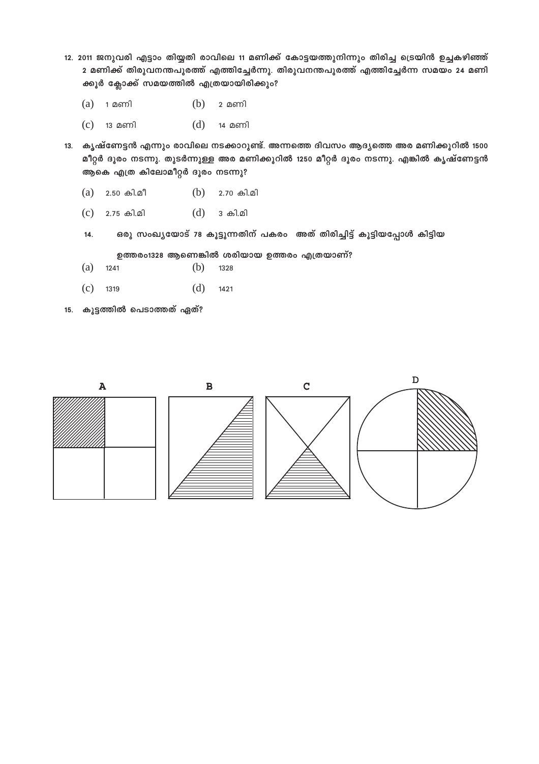12. 2011 ജനുവരി എട്ടാം തിയ്യതി രാവിലെ 11 മണിക്ക് കോട്ടയത്തുനിന്നും തിരിച്ച ട്രെയിൻ ഉച്ചകഴിഞ്ഞ് 2 മണിക്ക് തിരുവനന്തപുരത്ത് എത്തിച്ചേർന്നു. തിരുവനന്തപുരത്ത് എത്തിച്ചേർന്ന സമയം 24 മണിക്കൂർ ക്ലോക്ക് സമയത്തിൽ എത്രയായിരിക്കും?

(a) 1 മണി (b) 2 മണി

(c) 13 മണി (d) 14 മണി

13. കൃഷ്ണേട്ടൻ എന്നും രാവിലെ നടക്കാറുണ്ട്. അന്നത്തെ ദിവസം ആദ്യത്തെ അര മണിക്കൂറിൽ 1500 മീറ്റർ ദൂരം നടന്നു. തുടർന്നുള്ള അര മണിക്കൂറിൽ 1250 മീറ്റർ ദൂരം നടന്നു. എങ്കിൽ കൃഷ്ണേട്ടൻ ആകെ എത്ര കിലോമീറ്റർ ദൂരം നടന്നു?

(a) 2.50 കി.മീ (b) 2.70 കി.മി

(c) 2.75 കി.മി (d) 3 കി.മി

14. ഒരു സംഖ്യയോട് 78 കൂട്ടുന്നതിന് പകരം അത് തിരിച്ചിട്ട് കൂട്ടിയപ്പോൾ കിട്ടിയ ഉത്തരം1328 ആണെങ്കിൽ ശരിയായ ഉത്തരം എത്രയാണ്?

(a) 1241 (b) 1328

(c) 1319 (d) 1421

15. കൂട്ടത്തിൽ പെടാത്തത് ഏത്?

A B C D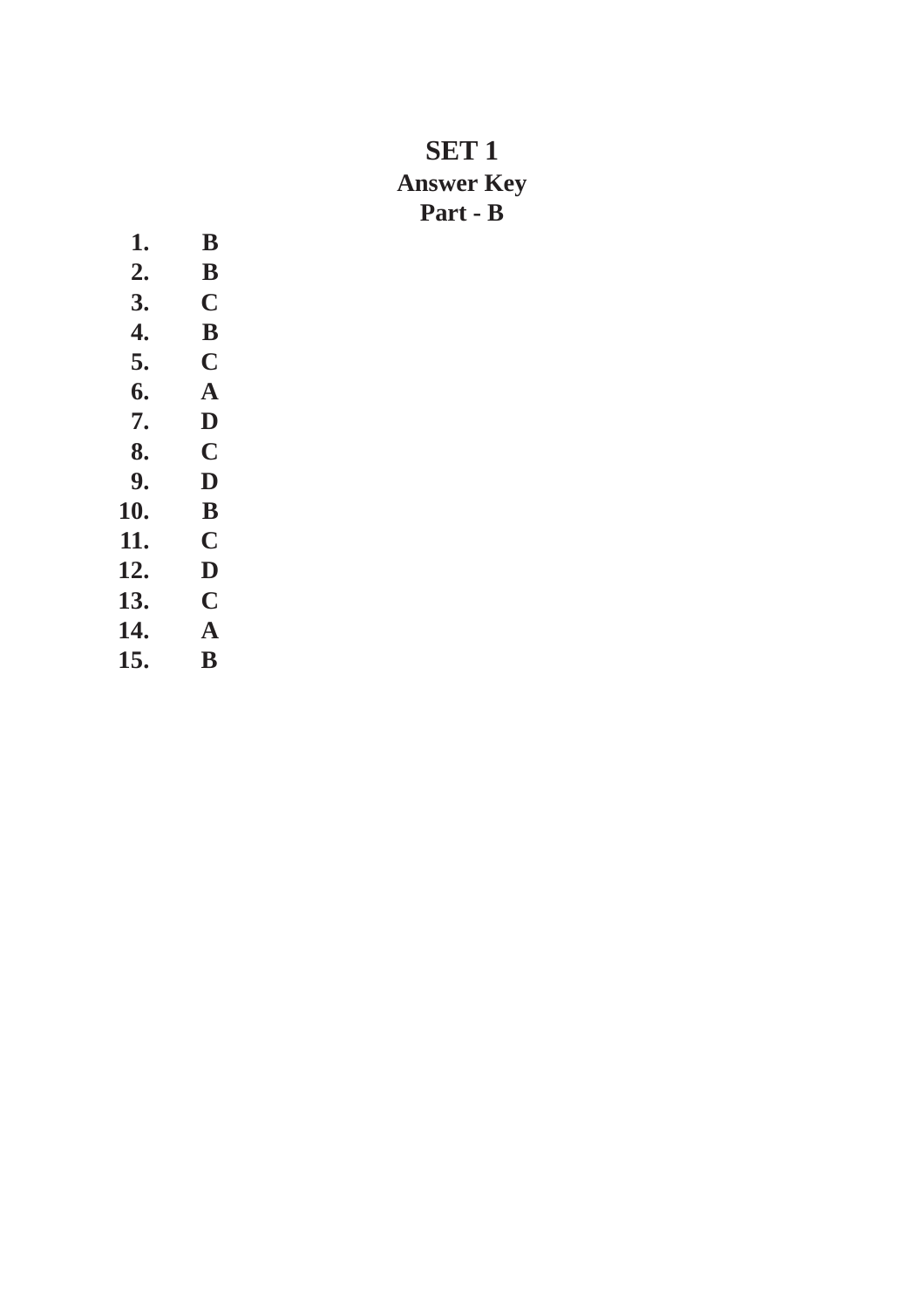# SET 1

## Answer Key

## Part - B

1. B
2. B
3. C
4. B
5. C
6. A
7. D
8. C
9. D
10. B
11. C
12. D
13. C
14. A
15. B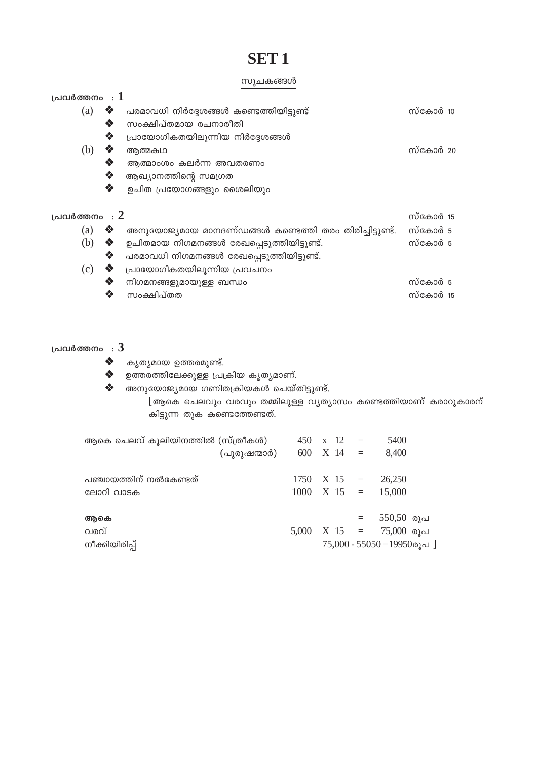# SET 1

## സൂചകങ്ങൾ

**പ്രവർത്തനം : 1**

(a)
- ❖ പരമാവധി നിർദ്ദേശങ്ങൾ കണ്ടെത്തിയിട്ടുണ്ട് — സ്കോർ 10
- ❖ സംക്ഷിപ്തമായ രചനാരീതി
- ❖ പ്രായോഗികതയിലൂന്നിയ നിർദ്ദേശങ്ങൾ

(b)
- ❖ ആത്മകഥ — സ്കോർ 20
- ❖ ആത്മാംശം കലർന്ന അവതരണം
- ❖ ആഖ്യാനത്തിന്റെ സമഗ്രത
- ❖ ഉചിത പ്രയോഗങ്ങളും ശൈലിയും

**പ്രവർത്തനം : 2** — സ്കോർ 15

(a)
- ❖ അനുയോജ്യമായ മാനദണ്ഡങ്ങൾ കണ്ടെത്തി തരം തിരിച്ചിട്ടുണ്ട്. — സ്കോർ 5

(b)
- ❖ ഉചിതമായ നിഗമനങ്ങൾ രേഖപ്പെടുത്തിയിട്ടുണ്ട്. — സ്കോർ 5
- ❖ പരമാവധി നിഗമനങ്ങൾ രേഖപ്പെടുത്തിയിട്ടുണ്ട്.

(c)
- ❖ പ്രായോഗികതയിലൂന്നിയ പ്രവചനം
- ❖ നിഗമനങ്ങളുമായുള്ള ബന്ധം — സ്കോർ 5
- ❖ സംക്ഷിപ്തത — സ്കോർ 15

**പ്രവർത്തനം : 3**

- ❖ കൃത്യമായ ഉത്തരമുണ്ട്.
- ❖ ഉത്തരത്തിലേക്കുള്ള പ്രക്രിയ കൃത്യമാണ്.
- ❖ അനുയോജ്യമായ ഗണിതക്രിയകൾ ചെയ്തിട്ടുണ്ട്.

[ആകെ ചെലവും വരവും തമ്മിലുള്ള വ്യത്യാസം കണ്ടെത്തിയാണ് കരാറുകാരന് കിട്ടുന്ന തുക കണ്ടെത്തേണ്ടത്.

| | | | | |
|---|---|---|---|---|
| ആകെ ചെലവ് കൂലിയിനത്തിൽ (സ്ത്രീകൾ) | 450 | x 12 | = | 5400 |
| (പുരുഷന്മാർ) | 600 | X 14 | = | 8,400 |
| പഞ്ചായത്തിന് നൽകേണ്ടത് | 1750 | X 15 | = | 26,250 |
| ലോറി വാടക | 1000 | X 15 | = | 15,000 |
| **ആകെ** | | | = | 550,50 രൂപ |
| വരവ് | 5,000 | X 15 | = | 75,000 രൂപ |
| നീക്കിയിരിപ്പ് | | | | 75,000 - 55050 =19950രൂപ ] |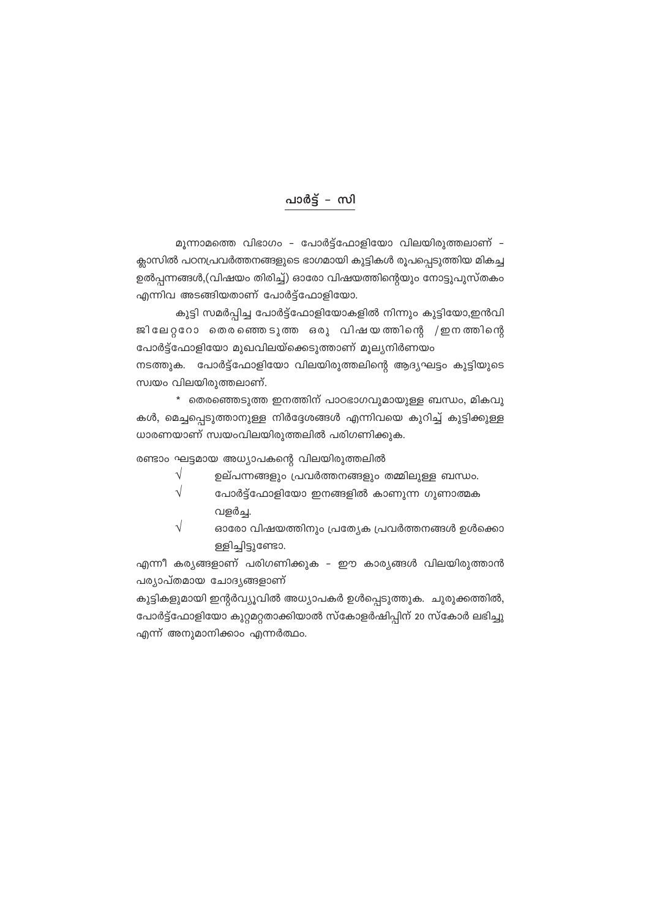## പാർട്ട് – സി

മൂന്നാമത്തെ വിഭാഗം – പോർട്ട്ഫോളിയോ വിലയിരുത്തലാണ് – ക്ലാസിൽ പഠനപ്രവർത്തനങ്ങളുടെ ഭാഗമായി കുട്ടികൾ രൂപപ്പെടുത്തിയ മികച്ച ഉൽപ്പന്നങ്ങൾ,(വിഷയം തിരിച്ച്) ഓരോ വിഷയത്തിന്റെയും നോട്ടുപുസ്തകം എന്നിവ അടങ്ങിയതാണ് പോർട്ട്ഫോളിയോ.

കുട്ടി സമർപ്പിച്ച പോർട്ട്ഫോളിയോകളിൽ നിന്നും കുട്ടിയോ,ഇൻവിജിലേറ്ററോ തെരഞ്ഞെടുത്ത ഒരു വിഷയത്തിന്റെ /ഇനത്തിന്റെ പോർട്ട്ഫോളിയോ മുഖവിലയ്ക്കെടുത്താണ് മൂല്യനിർണയം നടത്തുക. പോർട്ട്ഫോളിയോ വിലയിരുത്തലിന്റെ ആദ്യഘട്ടം കുട്ടിയുടെ സ്വയം വിലയിരുത്തലാണ്.

* തെരഞ്ഞെടുത്ത ഇനത്തിന് പാഠഭാഗവുമായുള്ള ബന്ധം, മികവുകൾ, മെച്ചപ്പെടുത്താനുള്ള നിർദ്ദേശങ്ങൾ എന്നിവയെ കുറിച്ച് കുട്ടിക്കുള്ള ധാരണയാണ് സ്വയംവിലയിരുത്തലിൽ പരിഗണിക്കുക.

രണ്ടാം ഘട്ടമായ അധ്യാപകന്റെ വിലയിരുത്തലിൽ

- √ ഉല്പന്നങ്ങളും പ്രവർത്തനങ്ങളും തമ്മിലുള്ള ബന്ധം.
- √ പോർട്ട്ഫോളിയോ ഇനങ്ങളിൽ കാണുന്ന ഗുണാത്മക വളർച്ച.
- √ ഓരോ വിഷയത്തിനും പ്രത്യേക പ്രവർത്തനങ്ങൾ ഉൾക്കൊള്ളിച്ചിട്ടുണ്ടോ.

എന്നീ കര്യങ്ങളാണ് പരിഗണിക്കുക – ഈ കാര്യങ്ങൾ വിലയിരുത്താൻ പര്യാപ്തമായ ചോദ്യങ്ങളാണ് കുട്ടികളുമായി ഇന്റർവ്യൂവിൽ അധ്യാപകർ ഉൾപ്പെടുത്തുക. ചുരുക്കത്തിൽ, പോർട്ട്ഫോളിയോ കുറ്റമറ്റതാക്കിയാൽ സ്കോളർഷിപ്പിന് 20 സ്കോർ ലഭിച്ചു എന്ന് അനുമാനിക്കാം എന്നർത്ഥം.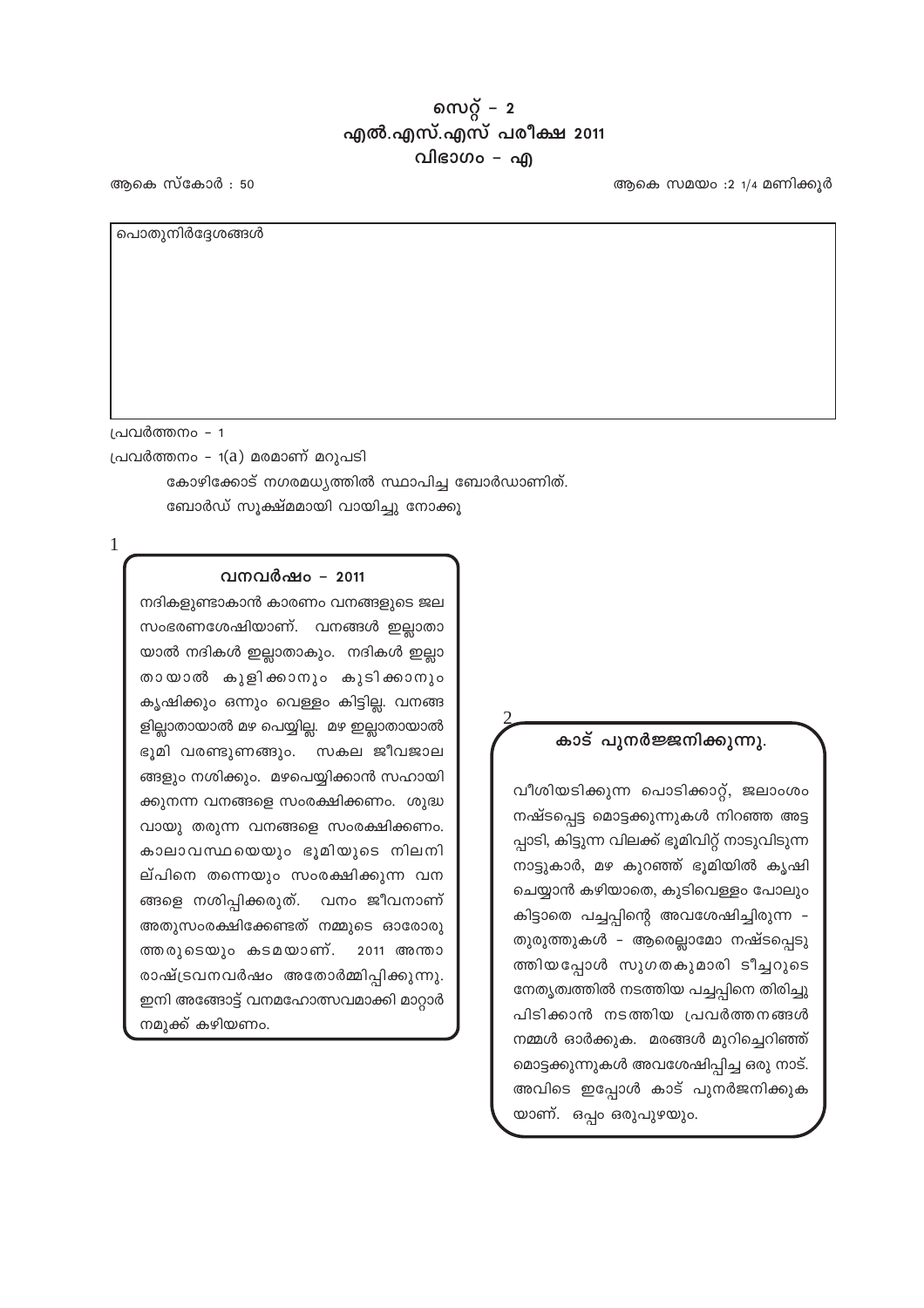# സെറ്റ് – 2
## എൽ.എസ്.എസ് പരീക്ഷ 2011
## വിഭാഗം – എ

ആകെ സ്കോർ : 50

ആകെ സമയം :2 1/4 മണിക്കൂർ

പൊതുനിർദ്ദേശങ്ങൾ

പ്രവർത്തനം – 1

പ്രവർത്തനം – 1(a) മരമാണ് മറുപടി

കോഴിക്കോട് നഗരമധ്യത്തിൽ സ്ഥാപിച്ച ബോർഡാണിത്.

ബോർഡ് സൂക്ഷ്മമായി വായിച്ചു നോക്കൂ

1

**വനവർഷം – 2011**

നദികളുണ്ടാകാൻ കാരണം വനങ്ങളുടെ ജല സംഭരണശേഷിയാണ്. വനങ്ങൾ ഇല്ലാതായാൽ നദികൾ ഇല്ലാതാകും. നദികൾ ഇല്ലാതായാൽ കുളിക്കാനും കുടിക്കാനും കൃഷിക്കും ഒന്നും വെള്ളം കിട്ടില്ല. വനങ്ങളില്ലാതായാൽ മഴ പെയ്യില്ല. മഴ ഇല്ലാതായാൽ ഭൂമി വരണ്ടുണങ്ങും. സകല ജീവജാലങ്ങളും നശിക്കും. മഴപെയ്യിക്കാൻ സഹായിക്കുനന്ന വനങ്ങളെ സംരക്ഷിക്കണം. ശുദ്ധവായു തരുന്ന വനങ്ങളെ സംരക്ഷിക്കണം. കാലാവസ്ഥയെയും ഭൂമിയുടെ നിലനില്പിനെ തന്നെയും സംരക്ഷിക്കുന്ന വനങ്ങളെ നശിപ്പിക്കരുത്. വനം ജീവനാണ് അതുസംരക്ഷിക്കേണ്ടത് നമ്മുടെ ഓരോരുത്തരുടെയും കടമയാണ്. 2011 അന്താരാഷ്ട്രവനവർഷം അതോർമ്മിപ്പിക്കുന്നു. ഇനി അങ്ങോട്ട് വനമഹോത്സവമാക്കി മാറ്റാർ നമുക്ക് കഴിയണം.

2

**കാട് പുനർജ്ജനിക്കുന്നു.**

വീശിയടിക്കുന്ന പൊടിക്കാറ്റ്, ജലാംശം നഷ്ടപ്പെട്ട മൊട്ടക്കുന്നുകൾ നിറഞ്ഞ അട്ടപ്പാടി, കിട്ടുന്ന വിലക്ക് ഭൂമിവിറ്റ് നാടുവിടുന്ന നാട്ടുകാർ, മഴ കുറഞ്ഞ് ഭൂമിയിൽ കൃഷി ചെയ്യാൻ കഴിയാതെ, കുടിവെള്ളം പോലും കിട്ടാതെ പച്ചപ്പിന്റെ അവശേഷിച്ചിരുന്ന – തുരുത്തുകൾ – ആരെല്ലാമോ നഷ്ടപ്പെടുത്തിയപ്പോൾ സുഗതകുമാരി ടീച്ചറുടെ നേതൃത്വത്തിൽ നടത്തിയ പച്ചപ്പിനെ തിരിച്ചു പിടിക്കാൻ നടത്തിയ പ്രവർത്തനങ്ങൾ നമ്മൾ ഓർക്കുക. മരങ്ങൾ മുറിച്ചെറിഞ്ഞ് മൊട്ടക്കുന്നുകൾ അവശേഷിപ്പിച്ച ഒരു നാട്. അവിടെ ഇപ്പോൾ കാട് പുനർജനിക്കുകയാണ്. ഒപ്പം ഒരുപുഴയും.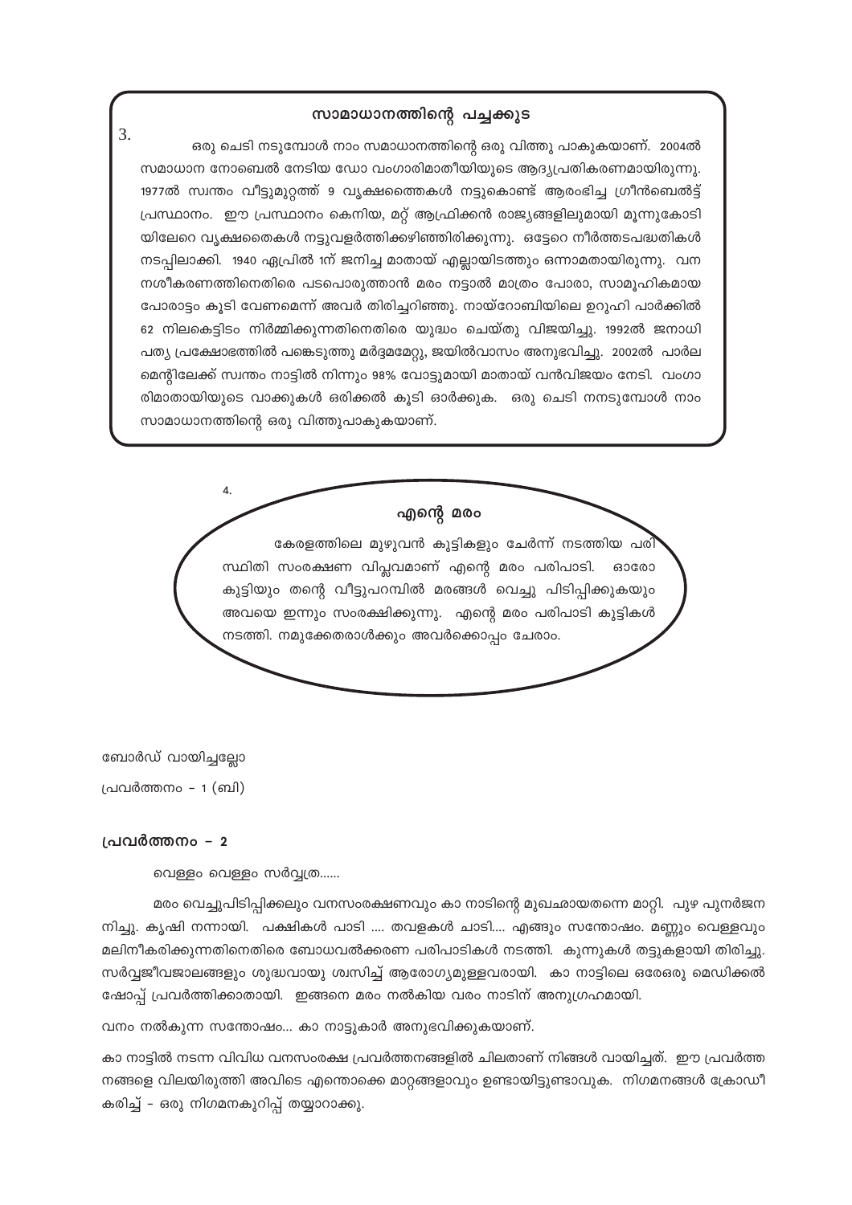3.

### സാമാധാനത്തിന്റെ പച്ചക്കുട

ഒരു ചെടി നടുമ്പോൾ നാം സമാധാനത്തിന്റെ ഒരു വിത്തു പാകുകയാണ്. 2004ൽ സമാധാന നോബെൽ നേടിയ ഡോ വംഗാരിമാതീയിയുടെ ആദ്യപ്രതികരണമായിരുന്നു. 1977ൽ സ്വന്തം വീട്ടുമുറ്റത്ത് 9 വൃക്ഷത്തൈകൾ നട്ടുകൊണ്ട് ആരംഭിച്ച ഗ്രീൻബെൽട്ട് പ്രസ്ഥാനം. ഈ പ്രസ്ഥാനം കെനിയ, മറ്റ് ആഫ്രിക്കൻ രാജ്യങ്ങളിലുമായി മൂന്നുകോടിയിലേറെ വൃക്ഷതൈകൾ നട്ടുവളർത്തിക്കഴിഞ്ഞിരിക്കുന്നു. ഒട്ടേറെ നീർത്തടപദ്ധതികൾ നടപ്പിലാക്കി. 1940 ഏപ്രിൽ 1ന് ജനിച്ച മാതായ് എല്ലായിടത്തും ഒന്നാമതായിരുന്നു. വനനശീകരണത്തിനെതിരെ പടപൊരുത്താൻ മരം നട്ടാൽ മാത്രം പോരാ, സാമൂഹികമായ പോരാട്ടം കൂടി വേണമെന്ന് അവർ തിരിച്ചറിഞ്ഞു. നായ്റോബിയിലെ ഉറുഹി പാർക്കിൽ 62 നിലകെട്ടിടം നിർമ്മിക്കുന്നതിനെതിരെ യുദ്ധം ചെയ്തു വിജയിച്ചു. 1992ൽ ജനാധിപത്യ പ്രക്ഷോഭത്തിൽ പങ്കെടുത്തു മർദ്ദമേറ്റു, ജയിൽവാസം അനുഭവിച്ചു. 2002ൽ പാർലമെന്റിലേക്ക് സ്വന്തം നാട്ടിൽ നിന്നും 98% വോട്ടുമായി മാതായ് വൻവിജയം നേടി. വംഗാരിമാതായിയുടെ വാക്കുകൾ ഒരിക്കൽ കൂടി ഓർക്കുക. ഒരു ചെടി നനടുമ്പോൾ നാം സാമാധാനത്തിന്റെ ഒരു വിത്തുപാകുകയാണ്.

4.

### എന്റെ മരം

കേരളത്തിലെ മുഴുവൻ കുട്ടികളും ചേർന്ന് നടത്തിയ പരിസ്ഥിതി സംരക്ഷണ വിപ്ലവമാണ് എന്റെ മരം പരിപാടി. ഓരോ കുട്ടിയും തന്റെ വീട്ടുപറമ്പിൽ മരങ്ങൾ വെച്ചു പിടിപ്പിക്കുകയും അവയെ ഇന്നും സംരക്ഷിക്കുന്നു. എന്റെ മരം പരിപാടി കുട്ടികൾ നടത്തി. നമുക്കേതരാൾക്കും അവർക്കൊപ്പം ചേരാം.

ബോർഡ് വായിച്ചല്ലോ

പ്രവർത്തനം - 1 (ബി)

### പ്രവർത്തനം - 2

വെള്ളം വെള്ളം സർവ്വത്ര......

മരം വെച്ചുപിടിപ്പിക്കലും വനസംരക്ഷണവും കാ നാടിന്റെ മുഖഛായതന്നെ മാറ്റി. പുഴ പുനർജനിച്ചു. കൃഷി നന്നായി. പക്ഷികൾ പാടി .... തവളകൾ ചാടി.... എങ്ങും സന്തോഷം. മണ്ണും വെള്ളവും മലിനീകരിക്കുന്നതിനെതിരെ ബോധവൽക്കരണ പരിപാടികൾ നടത്തി. കുന്നുകൾ തട്ടുകളായി തിരിച്ചു. സർവ്വജീവജാലങ്ങളും ശുദ്ധവായു ശ്വസിച്ച് ആരോഗ്യമുള്ളവരായി. കാ നാട്ടിലെ ഒരേഒരു മെഡിക്കൽ ഷോപ്പ് പ്രവർത്തിക്കാതായി. ഇങ്ങനെ മരം നൽകിയ വരം നാടിന് അനുഗ്രഹമായി.

വനം നൽകുന്ന സന്തോഷം... കാ നാട്ടുകാർ അനുഭവിക്കുകയാണ്.

കാ നാട്ടിൽ നടന്ന വിവിധ വനസംരക്ഷ പ്രവർത്തനങ്ങളിൽ ചിലതാണ് നിങ്ങൾ വായിച്ചത്. ഈ പ്രവർത്തനങ്ങളെ വിലയിരുത്തി അവിടെ എന്തൊക്കെ മാറ്റങ്ങളാവും ഉണ്ടായിട്ടുണ്ടാവുക. നിഗമനങ്ങൾ ക്രോഡീകരിച്ച് - ഒരു നിഗമനകുറിപ്പ് തയ്യാറാക്കു.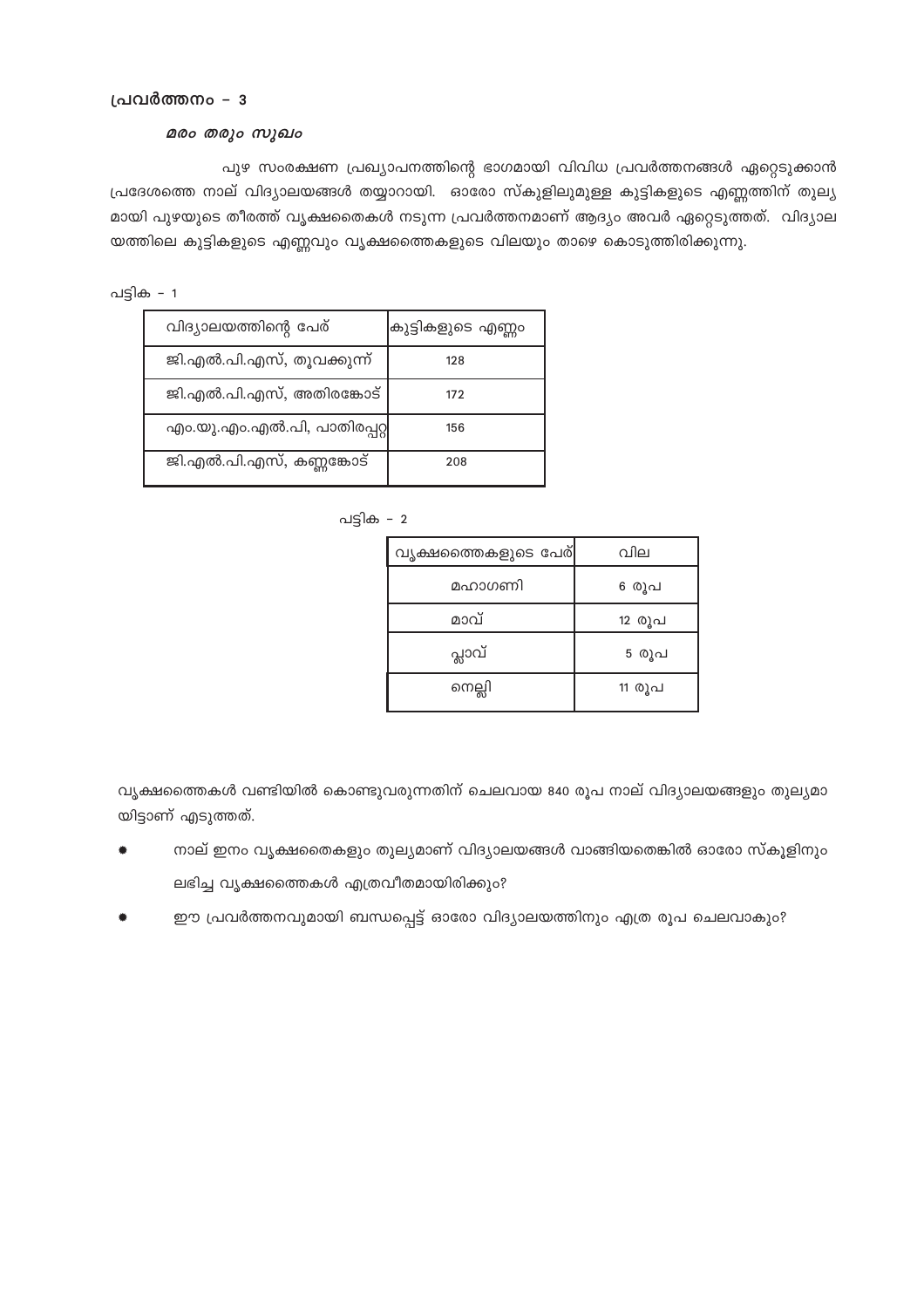## പ്രവർത്തനം – 3

### *മരം തരും സുഖം*

പുഴ സംരക്ഷണ പ്രഖ്യാപനത്തിന്റെ ഭാഗമായി വിവിധ പ്രവർത്തനങ്ങൾ ഏറ്റെടുക്കാൻ പ്രദേശത്തെ നാല് വിദ്യാലയങ്ങൾ തയ്യാറായി. ഓരോ സ്കൂളിലുമുള്ള കുട്ടികളുടെ എണ്ണത്തിന് തുല്യമായി പുഴയുടെ തീരത്ത് വൃക്ഷത്തൈകൾ നടുന്ന പ്രവർത്തനമാണ് ആദ്യം അവർ ഏറ്റെടുത്തത്. വിദ്യാലയത്തിലെ കുട്ടികളുടെ എണ്ണവും വൃക്ഷത്തൈകളുടെ വിലയും താഴെ കൊടുത്തിരിക്കുന്നു.

പട്ടിക – 1

| വിദ്യാലയത്തിന്റെ പേര് | കുട്ടികളുടെ എണ്ണം |
|---|---|
| ജി.എൽ.പി.എസ്, തൂവക്കുന്ന് | 128 |
| ജി.എൽ.പി.എസ്, അതിരങ്കോട് | 172 |
| എം.യു.എം.എൽ.പി, പാതിരപ്പറ്റ | 156 |
| ജി.എൽ.പി.എസ്, കണ്ണങ്കോട് | 208 |

പട്ടിക – 2

| വൃക്ഷത്തൈകളുടെ പേര് | വില |
|---|---|
| മഹാഗണി | 6 രൂപ |
| മാവ് | 12 രൂപ |
| പ്ലാവ് | 5 രൂപ |
| നെല്ലി | 11 രൂപ |

വൃക്ഷത്തൈകൾ വണ്ടിയിൽ കൊണ്ടുവരുന്നതിന് ചെലവായ 840 രൂപ നാല് വിദ്യാലയങ്ങളും തുല്യമായിട്ടാണ് എടുത്തത്.

- നാല് ഇനം വൃക്ഷതൈകളും തുല്യമാണ് വിദ്യാലയങ്ങൾ വാങ്ങിയതെങ്കിൽ ഓരോ സ്കൂളിനും ലഭിച്ച വൃക്ഷത്തൈകൾ എത്രവീതമായിരിക്കും?
- ഈ പ്രവർത്തനവുമായി ബന്ധപ്പെട്ട് ഓരോ വിദ്യാലയത്തിനും എത്ര രൂപ ചെലവാകും?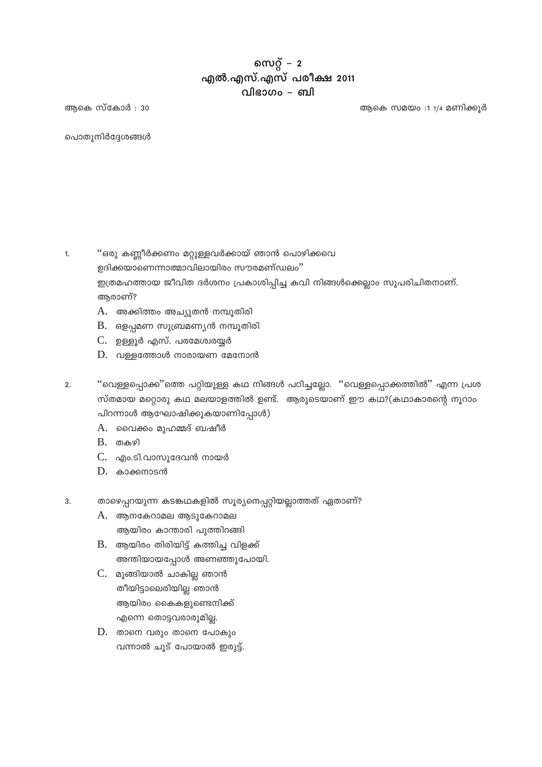# സെറ്റ് – 2
# എൽ.എസ്.എസ് പരീക്ഷ 2011
# വിഭാഗം – ബി

ആകെ സ്കോർ : 30 ആകെ സമയം :1 1/4 മണിക്കൂർ

പൊതുനിർദ്ദേശങ്ങൾ

1. "ഒരു കണ്ണീർക്കണം മറ്റുള്ളവർക്കായ് ഞാൻ പൊഴിക്കവെ
ഉദിക്കയാണെന്നാത്മാവിലായിരം സൗരമണ്ഡലം"
ഇത്രമഹത്തായ ജീവിത ദർശനം പ്രകാശിപ്പിച്ച കവി നിങ്ങൾക്കെല്ലാം സുപരിചിതനാണ്. ആരാണ്?
   A. അക്കിത്തം അച്യുതൻ നമ്പൂതിരി
   B. ഒളപ്പമണ സുബ്രമണ്യൻ നമ്പൂതിരി
   C. ഉള്ളൂർ എസ്. പരമേശ്വരയ്യർ
   D. വള്ളത്തോൾ നാരായണ മേനോൻ

2. "വെള്ളപ്പൊക്ക"ത്തെ പറ്റിയുള്ള കഥ നിങ്ങൾ പഠിച്ചല്ലോ. "വെള്ളപ്പൊക്കത്തിൽ" എന്ന പ്രശസ്തമായ മറ്റൊരു കഥ മലയാളത്തിൽ ഉണ്ട്. ആരുടെയാണ് ഈ കഥ?(കഥാകാരന്റെ നൂറാം പിറന്നാൾ ആഘോഷിക്കുകയാണിപ്പോൾ)
   A. വൈക്കം മുഹമ്മദ് ബഷീർ
   B. തകഴി
   C. എം.ടി.വാസുദേവൻ നായർ
   D. കാക്കനാടൻ

3. താഴെപ്പറയുന്ന കടങ്കഥകളിൽ സൂര്യനെപ്പറ്റിയല്ലാത്തത് ഏതാണ്?
   A. ആനകേറാമല ആടുകേറാമല
   ആയിരം കാന്താരി പൂത്തിറങ്ങി
   B. ആയിരം തിരിയിട്ട് കത്തിച്ച വിളക്ക്
   അന്തിയായപ്പോൾ അണഞ്ഞുപോയി.
   C. മുങ്ങിയാൽ ചാകില്ല ഞാൻ
   തീയിട്ടാലെരിയില്ല ഞാൻ
   ആയിരം കൈകളുണ്ടെനിക്ക്
   എന്നെ തൊട്ടവരാരുമില്ല.
   D. താനെ വരും താനെ പോകും
   വന്നാൽ ചൂട് പോയാൽ ഇരുട്ട്.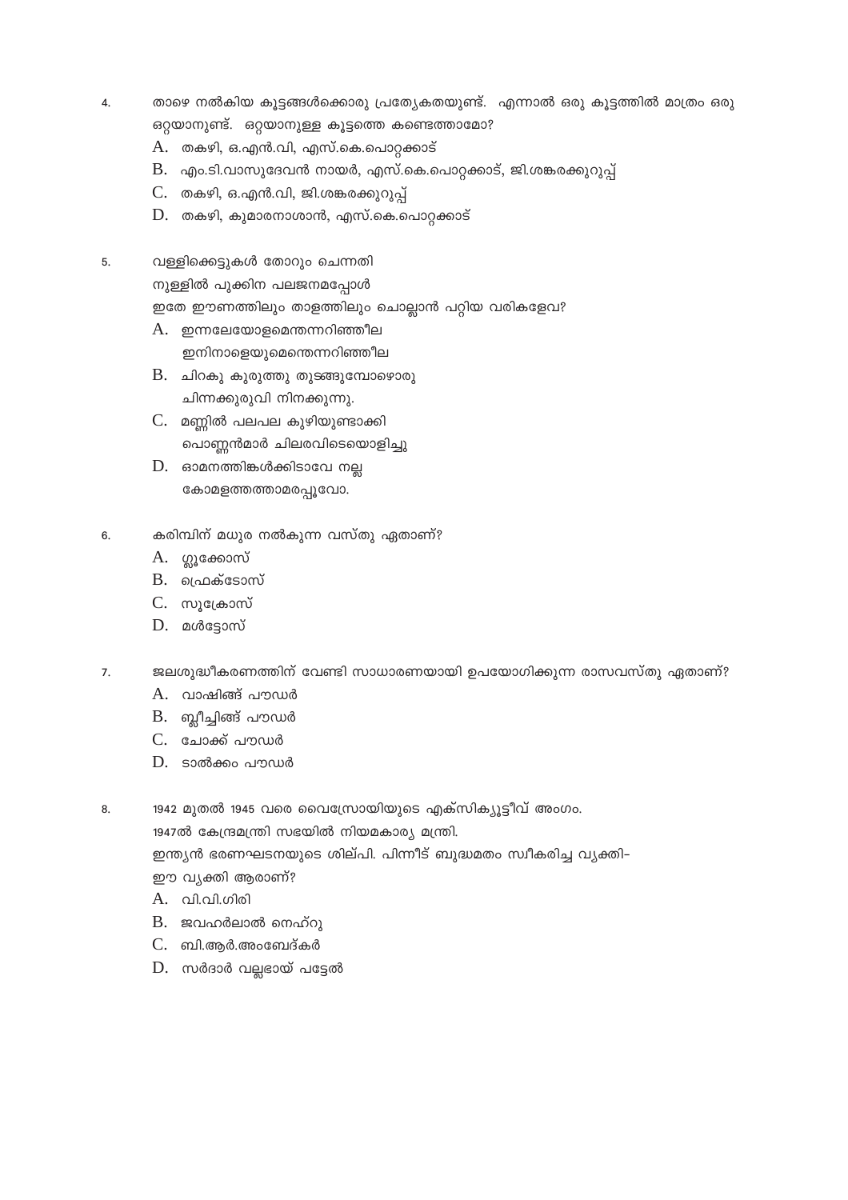4. താഴെ നൽകിയ കൂട്ടങ്ങൾക്കൊരു പ്രത്യേകതയുണ്ട്. എന്നാൽ ഒരു കൂട്ടത്തിൽ മാത്രം ഒരു ഒറ്റയാനുണ്ട്. ഒറ്റയാനുള്ള കൂട്ടത്തെ കണ്ടെത്താമോ?

   A. തകഴി, ഒ.എൻ.വി, എസ്.കെ.പൊറ്റക്കാട്
   
   B. എം.ടി.വാസുദേവൻ നായർ, എസ്.കെ.പൊറ്റക്കാട്, ജി.ശങ്കരക്കുറുപ്പ്
   
   C. തകഴി, ഒ.എൻ.വി, ജി.ശങ്കരക്കുറുപ്പ്
   
   D. തകഴി, കുമാരനാശാൻ, എസ്.കെ.പൊറ്റക്കാട്

5. വള്ളിക്കെട്ടുകൾ തോറും ചെന്നതി
   നുള്ളിൽ പൂക്കിന പലജനമപ്പോൾ
   ഇതേ ഈണത്തിലും താളത്തിലും ചൊല്ലാൻ പറ്റിയ വരികളേവ?

   A. ഇന്നലേയോളമെന്തെന്നറിഞ്ഞീല
      ഇനിനാളെയുമെന്തെന്നറിഞ്ഞീല
   
   B. ചിറകു കുരുത്തു തുടങ്ങുമ്പോഴൊരു
      ചിന്നക്കുരുവി നിനക്കുന്നു.
   
   C. മണ്ണിൽ പലപല കുഴിയുണ്ടാക്കി
      പൊണ്ണൻമാർ ചിലരവിടെയൊളിച്ചു
   
   D. ഓമനത്തിങ്കൾക്കിടാവോ നല്ല
      കോമളത്താമരപ്പൂവോ.

6. കരിമ്പിന് മധുര നൽകുന്ന വസ്തു ഏതാണ്?

   A. ഗ്ലൂക്കോസ്
   
   B. ഫ്രക്ടോസ്
   
   C. സുക്രോസ്
   
   D. മൾട്ടോസ്

7. ജലശുദ്ധീകരണത്തിന് വേണ്ടി സാധാരണയായി ഉപയോഗിക്കുന്ന രാസവസ്തു ഏതാണ്?

   A. വാഷിങ്ങ് പൗഡർ
   
   B. ബ്ലീച്ചിങ്ങ് പൗഡർ
   
   C. ചോക്ക് പൗഡർ
   
   D. ടാൽക്കം പൗഡർ

8. 1942 മുതൽ 1945 വരെ വൈസ്രോയിയുടെ എക്സിക്യൂട്ടീവ് അംഗം.
   1947ൽ കേന്ദ്രമന്ത്രി സഭയിൽ നിയമകാര്യ മന്ത്രി.
   ഇന്ത്യൻ ഭരണഘടനയുടെ ശില്പി. പിന്നീട് ബുദ്ധമതം സ്വീകരിച്ച വ്യക്തി-
   ഈ വ്യക്തി ആരാണ്?

   A. വി.വി.ഗിരി
   
   B. ജവഹർലാൽ നെഹ്റു
   
   C. ബി.ആർ.അംബേദ്കർ
   
   D. സർദാർ വല്ലഭായ് പട്ടേൽ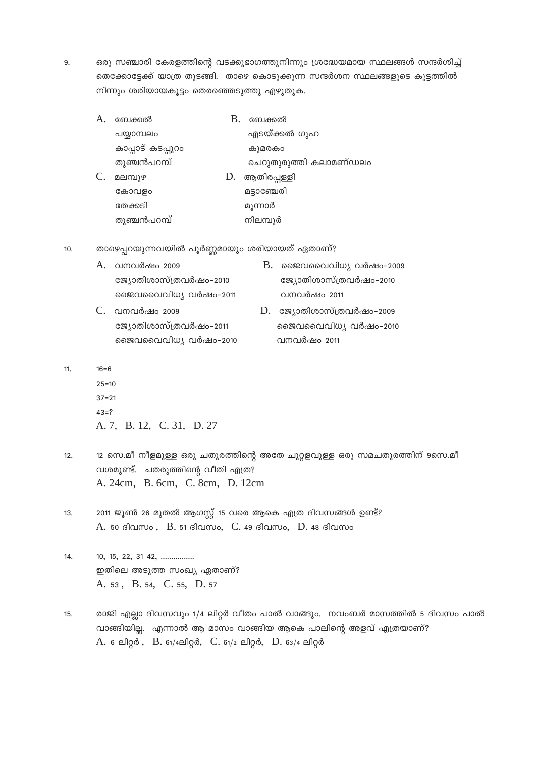9. ഒരു സഞ്ചാരി കേരളത്തിന്റെ വടക്കുഭാഗത്തുനിന്നും ശ്രദ്ധേയമായ സ്ഥലങ്ങൾ സന്ദർശിച്ച് തെക്കോട്ടേക്ക് യാത്ര തുടങ്ങി. താഴെ കൊടുക്കുന്ന സന്ദർശന സ്ഥലങ്ങളുടെ കൂട്ടത്തിൽ നിന്നും ശരിയായകൂട്ടം തെരഞ്ഞെടുത്തു എഴുതുക.

A. ബേക്കൽ
പയ്യാമ്പലം
കാപ്പാട് കടപ്പുറം
തുഞ്ചൻപറമ്പ്

B. ബേക്കൽ
എടയ്ക്കൽ ഗുഹ
കുമരകം
ചെറുതുരുത്തി കലാമണ്ഡലം

C. മലമ്പുഴ
കോവളം
തേക്കടി
തുഞ്ചൻപറമ്പ്

D. ആതിരപ്പള്ളി
മട്ടാഞ്ചേരി
മൂന്നാർ
നിലമ്പൂർ

10. താഴെപ്പറയുന്നവയിൽ പൂർണ്ണമായും ശരിയായത് ഏതാണ്?

A. വനവർഷം 2009
ജ്യോതിശാസ്ത്രവർഷം-2010
ജൈവവൈവിധ്യ വർഷം-2011

B. ജൈവവൈവിധ്യ വർഷം-2009
ജ്യോതിശാസ്ത്രവർഷം-2010
വനവർഷം 2011

C. വനവർഷം 2009
ജ്യോതിശാസ്ത്രവർഷം-2011
ജൈവവൈവിധ്യ വർഷം-2010

D. ജ്യോതിശാസ്ത്രവർഷം-2009
ജൈവവൈവിധ്യ വർഷം-2010
വനവർഷം 2011

11. 16=6
25=10
37=21
43=?
A. 7, B. 12, C. 31, D. 27

12. 12 സെ.മീ നീളമുള്ള ഒരു ചതുരത്തിന്റെ അതേ ചുറ്റളവുള്ള ഒരു സമചതുരത്തിന് 9സെ.മീ വശമുണ്ട്. ചതരുത്തിന്റെ വീതി എത്ര?
A. 24cm, B. 6cm, C. 8cm, D. 12cm

13. 2011 ജൂൺ 26 മുതൽ ആഗസ്റ്റ് 15 വരെ ആകെ എത്ര ദിവസങ്ങൾ ഉണ്ട്?
A. 50 ദിവസം , B. 51 ദിവസം, C. 49 ദിവസം, D. 48 ദിവസം

14. 10, 15, 22, 31 42, ................
ഇതിലെ അടുത്ത സംഖ്യ ഏതാണ്?
A. 53 , B. 54, C. 55, D. 57

15. രാജി എല്ലാ ദിവസവും 1/4 ലിറ്റർ വീതം പാൽ വാങ്ങും. നവംബർ മാസത്തിൽ 5 ദിവസം പാൽ വാങ്ങിയില്ല. എന്നാൽ ആ മാസം വാങ്ങിയ ആകെ പാലിന്റെ അളവ് എത്രയാണ്?
A. 6 ലിറ്റർ , B. 61/4ലിറ്റർ, C. 61/2 ലിറ്റർ, D. 63/4 ലിറ്റർ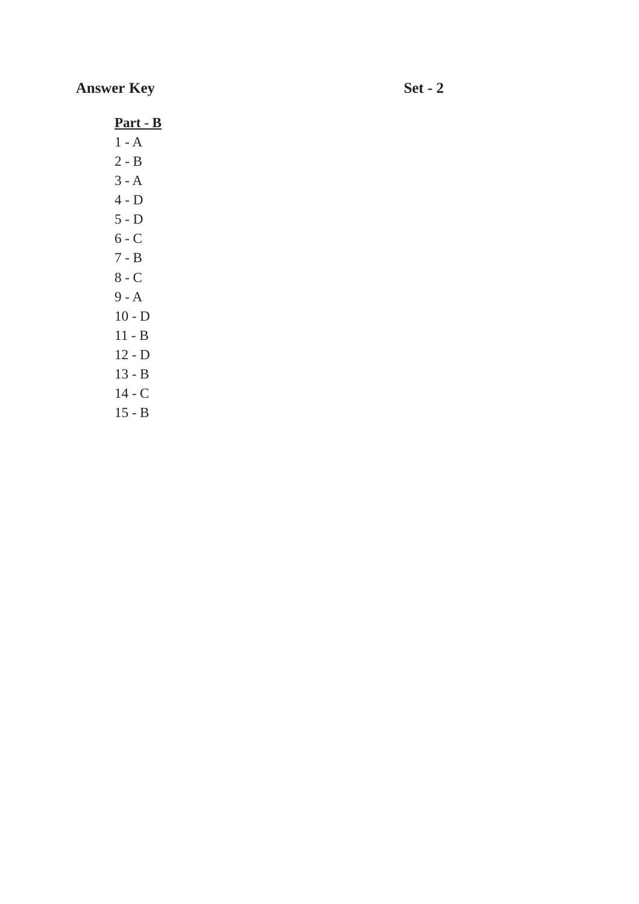**Answer Key** **Set - 2**

**<u>Part - B</u>**

1 - A
2 - B
3 - A
4 - D
5 - D
6 - C
7 - B
8 - C
9 - A
10 - D
11 - B
12 - D
13 - B
14 - C
15 - B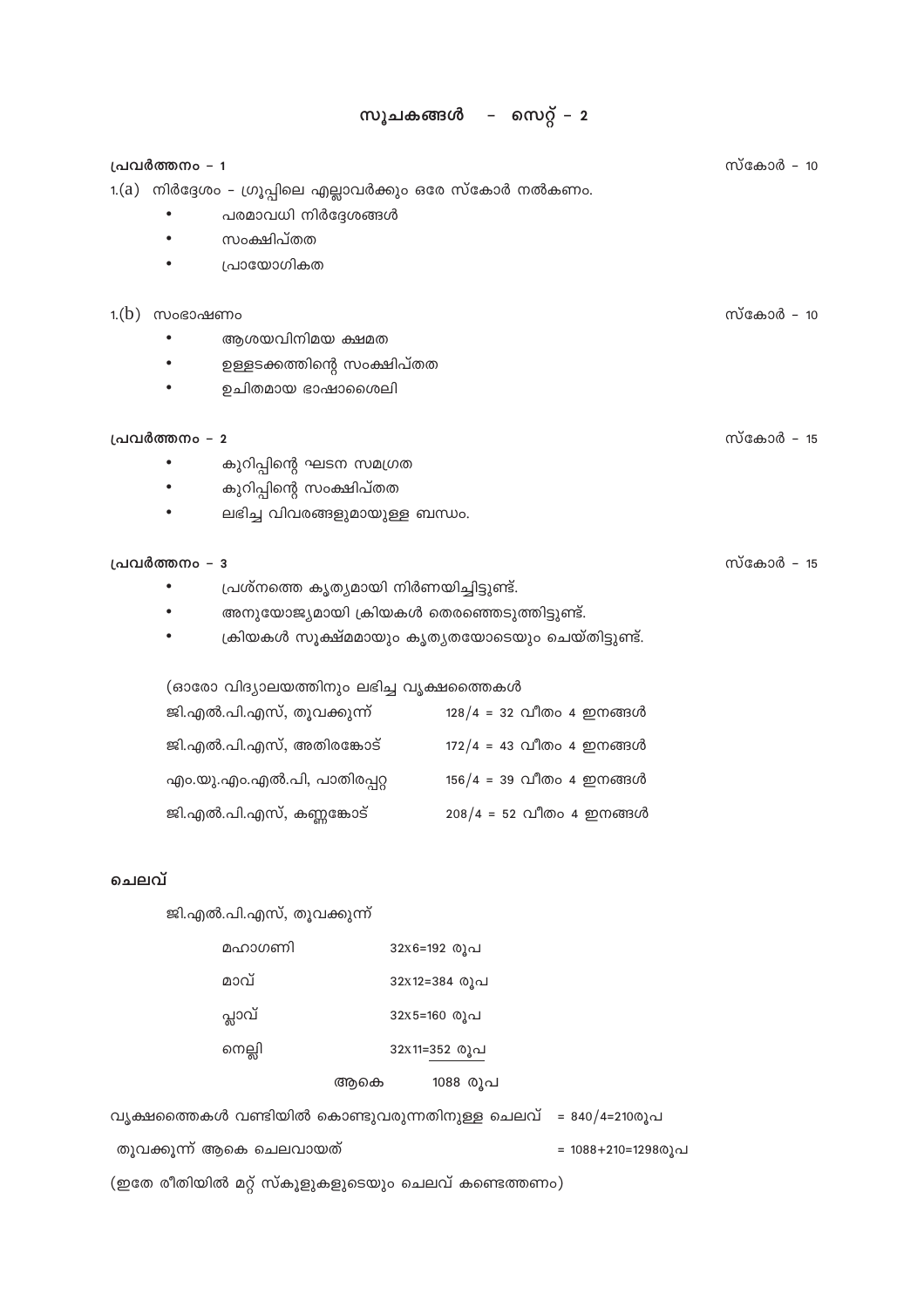# സൂചകങ്ങൾ - സെറ്റ് - 2

**പ്രവർത്തനം - 1** സ്കോർ - 10

1.(a) നിർദ്ദേശം - ഗ്രൂപ്പിലെ എല്ലാവർക്കും ഒരേ സ്കോർ നൽകണം.

- പരമാവധി നിർദ്ദേശങ്ങൾ
- സംക്ഷിപ്തത
- പ്രായോഗികത

1.(b) സംഭാഷണം സ്കോർ - 10

- ആശയവിനിമയ ക്ഷമത
- ഉള്ളടക്കത്തിന്റെ സംക്ഷിപ്തത
- ഉചിതമായ ഭാഷാശൈലി

**പ്രവർത്തനം - 2** സ്കോർ - 15

- കുറിപ്പിന്റെ ഘടന സമഗ്രത
- കുറിപ്പിന്റെ സംക്ഷിപ്തത
- ലഭിച്ച വിവരങ്ങളുമായുള്ള ബന്ധം.

**പ്രവർത്തനം - 3** സ്കോർ - 15

- പ്രശ്നത്തെ കൃത്യമായി നിർണയിച്ചിട്ടുണ്ട്.
- അനുയോജ്യമായി ക്രിയകൾ തെരഞ്ഞെടുത്തിട്ടുണ്ട്.
- ക്രിയകൾ സൂക്ഷ്മമായും കൃത്യതയോടെയും ചെയ്തിട്ടുണ്ട്.

(ഓരോ വിദ്യാലയത്തിനും ലഭിച്ച വൃക്ഷത്തൈകൾ

| | |
|---|---|
| ജി.എൽ.പി.എസ്, തൂവക്കുന്ന് | $128/4 = 32$ വീതം 4 ഇനങ്ങൾ |
| ജി.എൽ.പി.എസ്, അതിരങ്കോട് | $172/4 = 43$ വീതം 4 ഇനങ്ങൾ |
| എം.യു.എം.എൽ.പി, പാതിരപ്പറ്റ | $156/4 = 39$ വീതം 4 ഇനങ്ങൾ |
| ജി.എൽ.പി.എസ്, കണ്ണങ്കോട് | $208/4 = 52$ വീതം 4 ഇനങ്ങൾ |

**ചെലവ്**

ജി.എൽ.പി.എസ്, തൂവക്കുന്ന്

| | |
|---|---|
| മഹാഗണി | $32 \times 6 = 192$ രൂപ |
| മാവ് | $32 \times 12 = 384$ രൂപ |
| പ്ലാവ് | $32 \times 5 = 160$ രൂപ |
| നെല്ലി | $32 \times 11 = 352$ രൂപ |
| ആകെ | 1088 രൂപ |

വൃക്ഷത്തൈകൾ വണ്ടിയിൽ കൊണ്ടുവരുന്നതിനുള്ള ചെലവ് $= 840/4 = 210$ രൂപ

തൂവക്കൂന്ന് ആകെ ചെലവായത് $= 1088 + 210 = 1298$ രൂപ

(ഇതേ രീതിയിൽ മറ്റ് സ്കൂളുകളുടെയും ചെലവ് കണ്ടെത്തണം)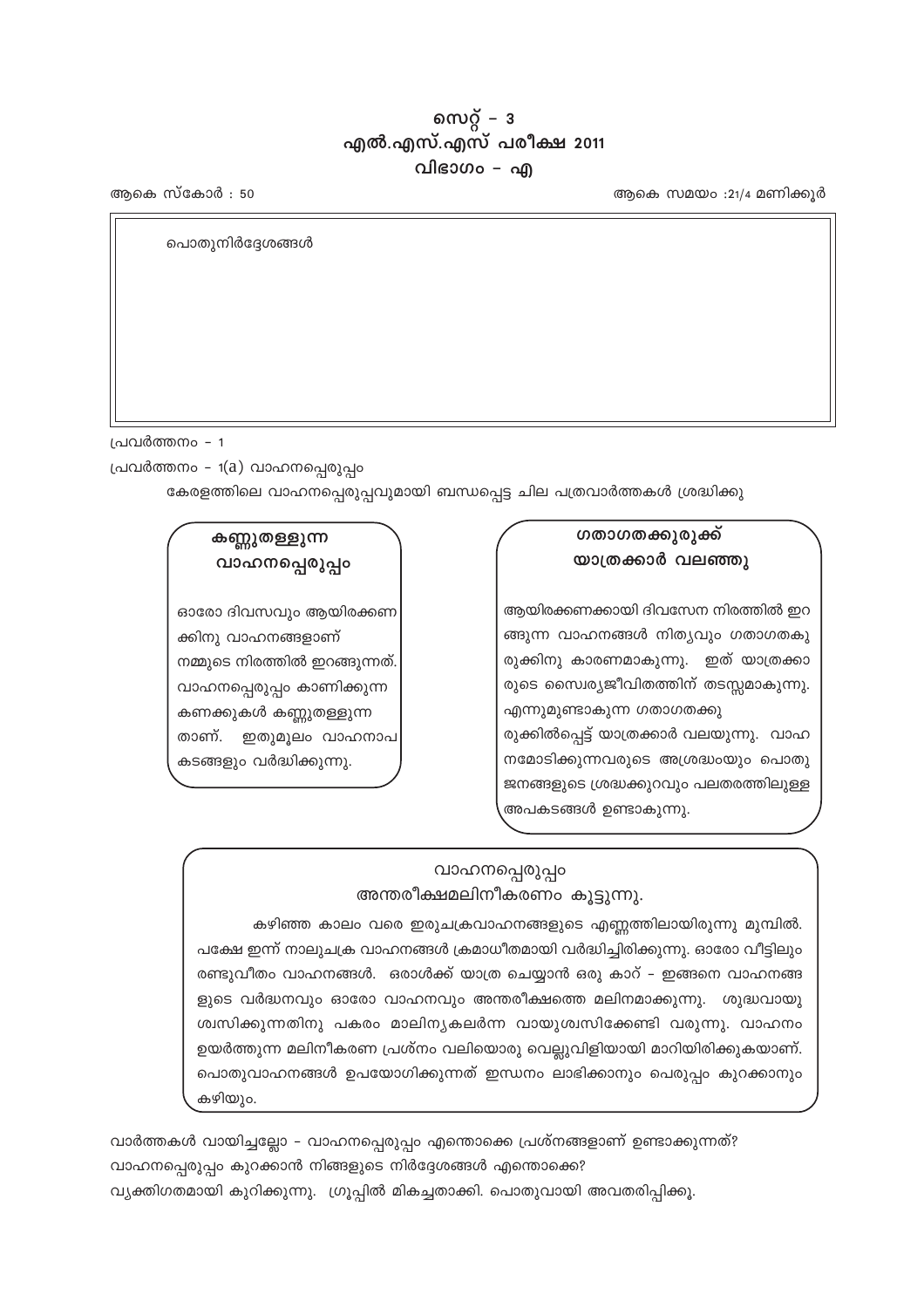# സെറ്റ് – 3
## എൽ.എസ്.എസ് പരീക്ഷ 2011
### വിഭാഗം – എ

ആകെ സ്കോർ : 50 | ആകെ സമയം :21/4 മണിക്കൂർ

പൊതുനിർദ്ദേശങ്ങൾ

പ്രവർത്തനം – 1

പ്രവർത്തനം – 1(a) വാഹനപ്പെരുപ്പം

കേരളത്തിലെ വാഹനപ്പെരുപ്പവുമായി ബന്ധപ്പെട്ട ചില പത്രവാർത്തകൾ ശ്രദ്ധിക്കു

**കണ്ണുതള്ളുന്ന വാഹനപ്പെരുപ്പം**

ഓരോ ദിവസവും ആയിരക്കണക്കിനു വാഹനങ്ങളാണ് നമ്മുടെ നിരത്തിൽ ഇറങ്ങുന്നത്. വാഹനപ്പെരുപ്പം കാണിക്കുന്ന കണക്കുകൾ കണ്ണുതള്ളുന്നതാണ്. ഇതുമൂലം വാഹനാപകടങ്ങളും വർദ്ധിക്കുന്നു.

**ഗതാഗതക്കുരുക്ക് യാത്രക്കാർ വലഞ്ഞു**

ആയിരക്കണക്കായി ദിവസേന നിരത്തിൽ ഇറങ്ങുന്ന വാഹനങ്ങൾ നിത്യവും ഗതാഗതകുരുക്കിനു കാരണമാകുന്നു. ഇത് യാത്രക്കാരുടെ സ്വൈര്യജീവിതത്തിന് തടസ്സമാകുന്നു. എന്നുമുണ്ടാകുന്ന ഗതാഗതക്കുരുക്കിൽപ്പെട്ട് യാത്രക്കാർ വലയുന്നു. വാഹനമോടിക്കുന്നവരുടെ അശ്രദ്ധയും പൊതുജനങ്ങളുടെ ശ്രദ്ധക്കുറവും പലതരത്തിലുള്ള അപകടങ്ങൾ ഉണ്ടാകുന്നു.

**വാഹനപ്പെരുപ്പം അന്തരീക്ഷമലിനീകരണം കൂട്ടുന്നു.**

കഴിഞ്ഞ കാലം വരെ ഇരുചക്രവാഹനങ്ങളുടെ എണ്ണത്തിലായിരുന്നു മുമ്പിൽ. പക്ഷേ ഇന്ന് നാലുചക്ര വാഹനങ്ങൾ ക്രമാധീതമായി വർദ്ധിച്ചിരിക്കുന്നു. ഓരോ വീട്ടിലും രണ്ടുവീതം വാഹനങ്ങൾ. ഒരാൾക്ക് യാത്ര ചെയ്യാൻ ഒരു കാറ് – ഇങ്ങനെ വാഹനങ്ങളുടെ വർദ്ധനവും ഓരോ വാഹനവും അന്തരീക്ഷത്തെ മലിനമാക്കുന്നു. ശുദ്ധവായു ശ്വസിക്കുന്നതിനു പകരം മാലിന്യകലർന്ന വായുശ്വസിക്കേണ്ടി വരുന്നു. വാഹനം ഉയർത്തുന്ന മലിനീകരണ പ്രശ്നം വലിയൊരു വെല്ലുവിളിയായി മാറിയിരിക്കുകയാണ്. പൊതുവാഹനങ്ങൾ ഉപയോഗിക്കുന്നത് ഇന്ധനം ലാഭിക്കാനും പെരുപ്പം കുറക്കാനും കഴിയും.

വാർത്തകൾ വായിച്ചല്ലോ – വാഹനപ്പെരുപ്പം എന്തൊക്കെ പ്രശ്നങ്ങളാണ് ഉണ്ടാക്കുന്നത്?
വാഹനപ്പെരുപ്പം കുറക്കാൻ നിങ്ങളുടെ നിർദ്ദേശങ്ങൾ എന്തൊക്കെ?
വ്യക്തിഗതമായി കുറിക്കുന്നു. ഗ്രൂപ്പിൽ മികച്ചതാക്കി. പൊതുവായി അവതരിപ്പിക്കൂ.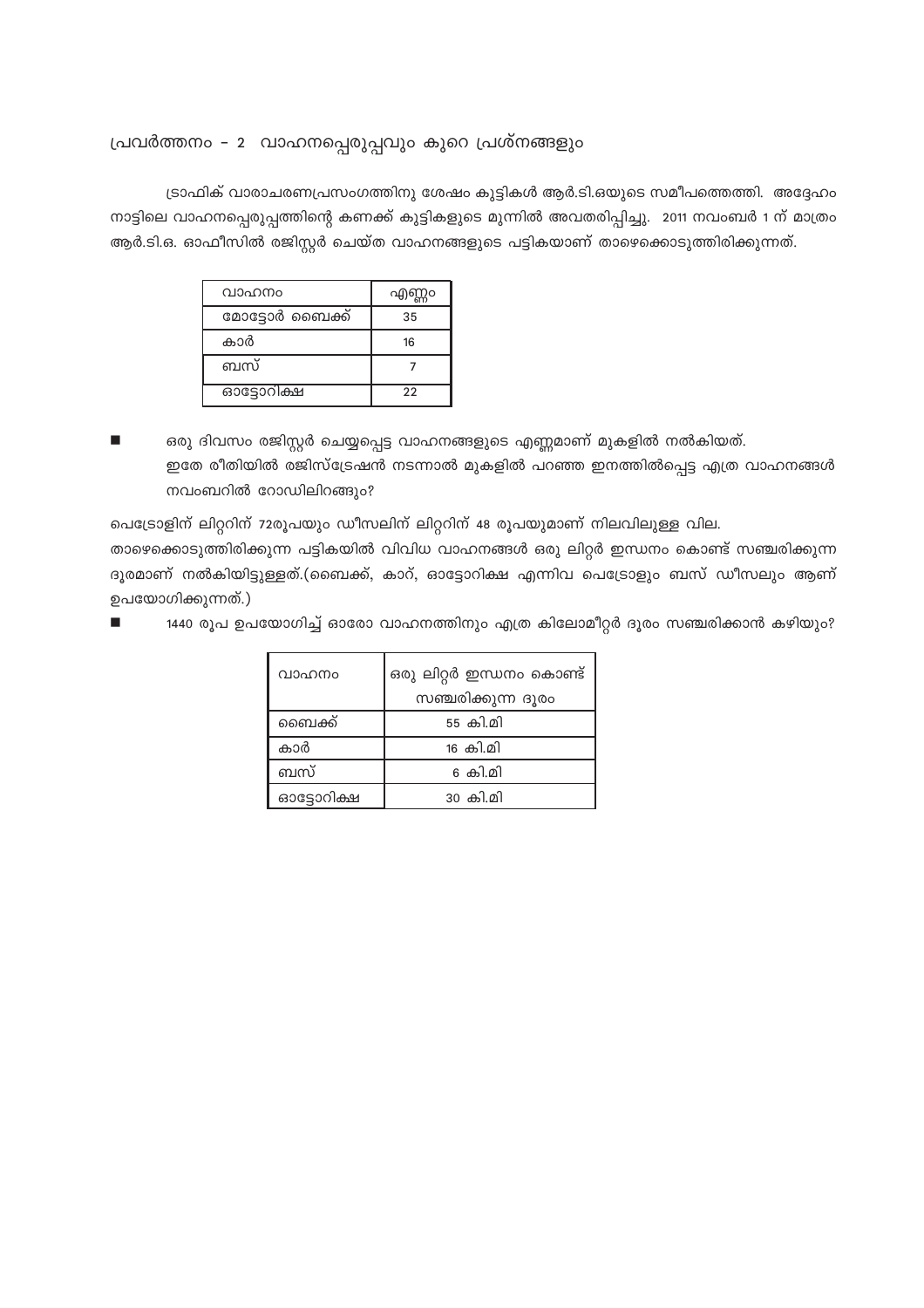## പ്രവർത്തനം - 2 വാഹനപ്പെരുപ്പവും കുറെ പ്രശ്നങ്ങളും

ട്രാഫിക് വാരാചരണപ്രസംഗത്തിനു ശേഷം കുട്ടികൾ ആർ.ടി.ഒയുടെ സമീപത്തെത്തി. അദ്ദേഹം നാട്ടിലെ വാഹനപ്പെരുപ്പത്തിന്റെ കണക്ക് കുട്ടികളുടെ മുന്നിൽ അവതരിപ്പിച്ചു. 2011 നവംബർ 1 ന് മാത്രം ആർ.ടി.ഒ. ഓഫീസിൽ രജിസ്റ്റർ ചെയ്ത വാഹനങ്ങളുടെ പട്ടികയാണ് താഴെക്കൊടുത്തിരിക്കുന്നത്.

| വാഹനം | എണ്ണം |
|---|---|
| മോട്ടോർ ബൈക്ക് | 35 |
| കാർ | 16 |
| ബസ് | 7 |
| ഓട്ടോറിക്ഷ | 22 |

- ഒരു ദിവസം രജിസ്റ്റർ ചെയ്യപ്പെട്ട വാഹനങ്ങളുടെ എണ്ണമാണ് മുകളിൽ നൽകിയത്. ഇതേ രീതിയിൽ രജിസ്ട്രേഷൻ നടന്നാൽ മുകളിൽ പറഞ്ഞ ഇനത്തിൽപ്പെട്ട എത്ര വാഹനങ്ങൾ നവംബറിൽ റോഡിലിറങ്ങും?

പെട്രോളിന് ലിറ്ററിന് 72രൂപയും ഡീസലിന് ലിറ്ററിന് 48 രൂപയുമാണ് നിലവിലുള്ള വില.
താഴെക്കൊടുത്തിരിക്കുന്ന പട്ടികയിൽ വിവിധ വാഹനങ്ങൾ ഒരു ലിറ്റർ ഇന്ധനം കൊണ്ട് സഞ്ചരിക്കുന്ന ദൂരമാണ് നൽകിയിട്ടുള്ളത്.(ബൈക്ക്, കാറ്, ഓട്ടോറിക്ഷ എന്നിവ പെട്രോളും ബസ് ഡീസലും ആണ് ഉപയോഗിക്കുന്നത്.)

- 1440 രൂപ ഉപയോഗിച്ച് ഓരോ വാഹനത്തിനും എത്ര കിലോമീറ്റർ ദൂരം സഞ്ചരിക്കാൻ കഴിയും?

| വാഹനം | ഒരു ലിറ്റർ ഇന്ധനം കൊണ്ട് സഞ്ചരിക്കുന്ന ദൂരം |
|---|---|
| ബൈക്ക് | 55 കി.മി |
| കാർ | 16 കി.മി |
| ബസ് | 6 കി.മി |
| ഓട്ടോറിക്ഷ | 30 കി.മി |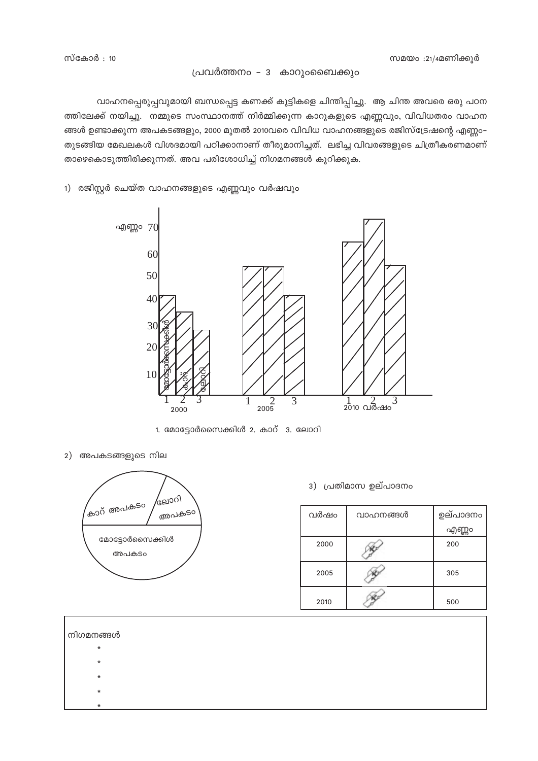സ്കോർ : 10

സമയം :21/4മണിക്കൂർ

## പ്രവർത്തനം - 3 കാറുംബൈക്കും

വാഹനപ്പെരുപ്പവുമായി ബന്ധപ്പെട്ട കണക്ക് കുട്ടികളെ ചിന്തിപ്പിച്ചു. ആ ചിന്ത അവരെ ഒരു പഠന ത്തിലേക്ക് നയിച്ചു. നമ്മുടെ സംസ്ഥാനത്ത് നിർമ്മിക്കുന്ന കാറുകളുടെ എണ്ണവും, വിവിധതരം വാഹന ങ്ങൾ ഉണ്ടാക്കുന്ന അപകടങ്ങളും, 2000 മുതൽ 2010വരെ വിവിധ വാഹനങ്ങളുടെ രജിസ്ട്രേഷന്റെ എണ്ണം-തുടങ്ങിയ മേഖലകൾ വിശദമായി പഠിക്കാനാണ് തീരുമാനിച്ചത്. ലഭിച്ച വിവരങ്ങളുടെ ചിത്രീകരണമാണ് താഴെകൊടുത്തിരിക്കുന്നത്. അവ പരിശോധിച്ച് നിഗമനങ്ങൾ കുറിക്കുക.

1) രജിസ്റ്റർ ചെയ്ത വാഹനങ്ങളുടെ എണ്ണവും വർഷവും

എണ്ണം 70, 60, 50, 40, 30, 20, 10

2000: 1 മോട്ടോർസൈക്കിൾ, 2 കാറ്, 3 ലോറി
2005: 1, 2, 3
2010: 1, 2, 3
വർഷം

1. മോട്ടോർസൈക്കിൾ 2. കാറ് 3. ലോറി

2) അപകടങ്ങളുടെ നില

കാറ് അപകടം | ലോറി അപകടം | മോട്ടോർസൈക്കിൾ അപകടം

3) പ്രതിമാസ ഉല്പാദനം

| വർഷം | വാഹനങ്ങൾ | ഉല്പാദനം എണ്ണം |
|---|---|---|
| 2000 | | 200 |
| 2005 | | 305 |
| 2010 | | 500 |

നിഗമനങ്ങൾ

*

*

*

*

*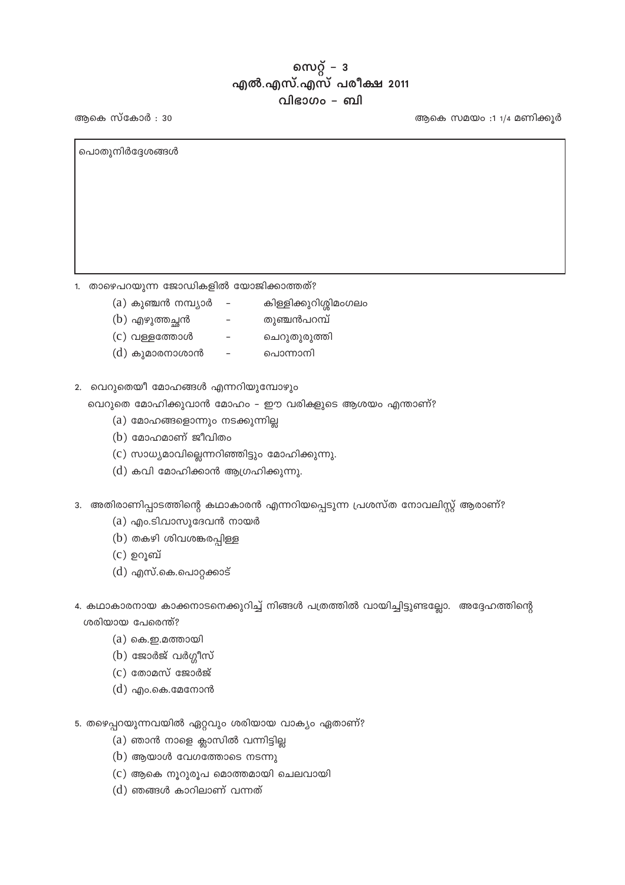# സെറ്റ് – 3
# എൽ.എസ്.എസ് പരീക്ഷ 2011
## വിഭാഗം – ബി

ആകെ സ്കോർ : 30 | ആകെ സമയം :1 1/4 മണിക്കൂർ

പൊതുനിർദ്ദേശങ്ങൾ

1. താഴെപറയുന്ന ജോഡികളിൽ യോജിക്കാത്തത്?
   - (a) കുഞ്ചൻ നമ്പ്യാർ – കിള്ളിക്കുറിശ്ശിമംഗലം
   - (b) എഴുത്തച്ഛൻ – തുഞ്ചൻപറമ്പ്
   - (c) വള്ളത്തോൾ – ചെറുതുരുത്തി
   - (d) കുമാരനാശാൻ – പൊന്നാനി

2. വെറുതെയീ മോഹങ്ങൾ എന്നറിയുമ്പോഴും
   വെറുതെ മോഹിക്കുവാൻ മോഹം – ഈ വരികളുടെ ആശയം എന്താണ്?
   - (a) മോഹങ്ങളൊന്നും നടക്കുന്നില്ല
   - (b) മോഹമാണ് ജീവിതം
   - (c) സാധ്യമാവില്ലെന്നറിഞ്ഞിട്ടും മോഹിക്കുന്നു.
   - (d) കവി മോഹിക്കാൻ ആഗ്രഹിക്കുന്നു.

3. അതിരാണിപ്പാടത്തിന്റെ കഥാകാരൻ എന്നറിയപ്പെടുന്ന പ്രശസ്ത നോവലിസ്റ്റ് ആരാണ്?
   - (a) എം.ടി.വാസുദേവൻ നായർ
   - (b) തകഴി ശിവശങ്കരപ്പിള്ള
   - (c) ഉറൂബ്
   - (d) എസ്.കെ.പൊറ്റക്കാട്

4. കഥാകാരനായ കാക്കനാടനെക്കുറിച്ച് നിങ്ങൾ പത്രത്തിൽ വായിച്ചിട്ടുണ്ടല്ലോ. അദ്ദേഹത്തിന്റെ ശരിയായ പേരെന്ത്?
   - (a) കെ.ഇ.മത്തായി
   - (b) ജോർജ് വർഗ്ഗീസ്
   - (c) തോമസ് ജോർജ്
   - (d) എം.കെ.മേനോൻ

5. തഴെപ്പറയുന്നവയിൽ ഏറ്റവും ശരിയായ വാക്യം ഏതാണ്?
   - (a) ഞാൻ നാളെ ക്ലാസിൽ വന്നിട്ടില്ല
   - (b) ആയാൾ വേഗത്തോടെ നടന്നു
   - (c) ആകെ നൂറുരൂപ മൊത്തമായി ചെലവായി
   - (d) ഞങ്ങൾ കാറിലാണ് വന്നത്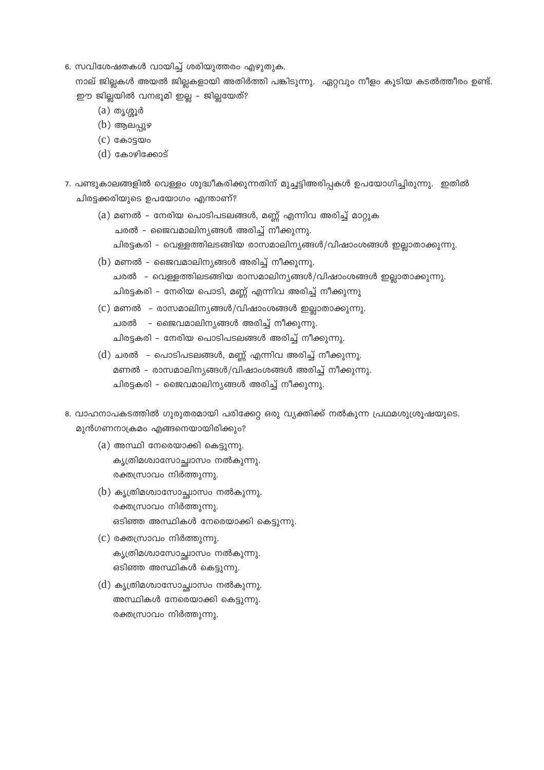6. സവിശേഷതകൾ വായിച്ച് ശരിയുത്തരം എഴുതുക.

   നാല് ജില്ലകൾ അയൽ ജില്ലകളായി അതിർത്തി പങ്കിടുന്നു. ഏറ്റവും നീളം കൂടിയ കടൽത്തീരം ഉണ്ട്. ഈ ജില്ലയിൽ വനഭൂമി ഇല്ല – ജില്ലയേത്?

   (a) തൃശ്ശൂർ

   (b) ആലപ്പുഴ

   (c) കോട്ടയം

   (d) കോഴിക്കോട്

7. പണ്ടുകാലങ്ങളിൽ വെള്ളം ശുദ്ധീകരിക്കുന്നതിന് മുച്ചട്ടിഅരിപ്പകൾ ഉപയോഗിച്ചിരുന്നു. ഇതിൽ ചിരട്ടക്കരിയുടെ ഉപയോഗം എന്താണ്?

   (a) മണൽ – നേരിയ പൊടിപടലങ്ങൾ, മണ്ണ് എന്നിവ അരിച്ച് മാറ്റുക
       ചരൽ – ജൈവമാലിന്യങ്ങൾ അരിച്ച് നീക്കുന്നു.
       ചിരട്ടകരി – വെള്ളത്തിലടങ്ങിയ രാസമാലിന്യങ്ങൾ/വിഷാംശങ്ങൾ ഇല്ലാതാക്കുന്നു.

   (b) മണൽ – ജൈവമാലിന്യങ്ങൾ അരിച്ച് നീക്കുന്നു.
       ചരൽ – വെള്ളത്തിലടങ്ങിയ രാസമാലിന്യങ്ങൾ/വിഷാംശങ്ങൾ ഇല്ലാതാക്കുന്നു.
       ചിരട്ടകരി – നേരിയ പൊടി, മണ്ണ് എന്നിവ അരിച്ച് നീക്കുന്നു

   (c) മണൽ – രാസമാലിന്യങ്ങൾ/വിഷാംശങ്ങൾ ഇല്ലാതാക്കുന്നു.
       ചരൽ – ജൈവമാലിന്യങ്ങൾ അരിച്ച് നീക്കുന്നു.
       ചിരട്ടകരി – നേരിയ പൊടിപടലങ്ങൾ അരിച്ച് നീക്കുന്നു.

   (d) ചരൽ – പൊടിപടലങ്ങൾ, മണ്ണ് എന്നിവ അരിച്ച് നീക്കുന്നു.
       മണൽ – രാസമാലിന്യങ്ങൾ/വിഷാംശങ്ങൾ അരിച്ച് നീക്കുന്നു.
       ചിരട്ടകരി – ജൈവമാലിന്യങ്ങൾ അരിച്ച് നീക്കുന്നു.

8. വാഹനാപകടത്തിൽ ഗുരുതരമായി പരിക്കേറ്റ ഒരു വ്യക്തിക്ക് നൽകുന്ന പ്രഥമശുശ്രൂഷയുടെ. മുൻഗണനാക്രമം എങ്ങനെയായിരിക്കും?

   (a) അസ്ഥി നേരെയാക്കി കെട്ടുന്നു.
       കൃത്രിമശ്വാസോച്ഛ്വാസം നൽകുന്നു.
       രക്തസ്രാവം നിർത്തുന്നു.

   (b) കൃത്രിമശ്വാസോച്ഛ്വാസം നൽകുന്നു.
       രക്തസ്രാവം നിർത്തുന്നു.
       ഒടിഞ്ഞ അസ്ഥികൾ നേരെയാക്കി കെട്ടുന്നു.

   (c) രക്തസ്രാവം നിർത്തുന്നു.
       കൃത്രിമശ്വാസോച്ഛ്വാസം നൽകുന്നു.
       ഒടിഞ്ഞ അസ്ഥികൾ കെട്ടുന്നു.

   (d) കൃത്രിമശ്വാസോച്ഛ്വാസം നൽകുന്നു.
       അസ്ഥികൾ നേരെയാക്കി കെട്ടുന്നു.
       രക്തസ്രാവം നിർത്തുന്നു.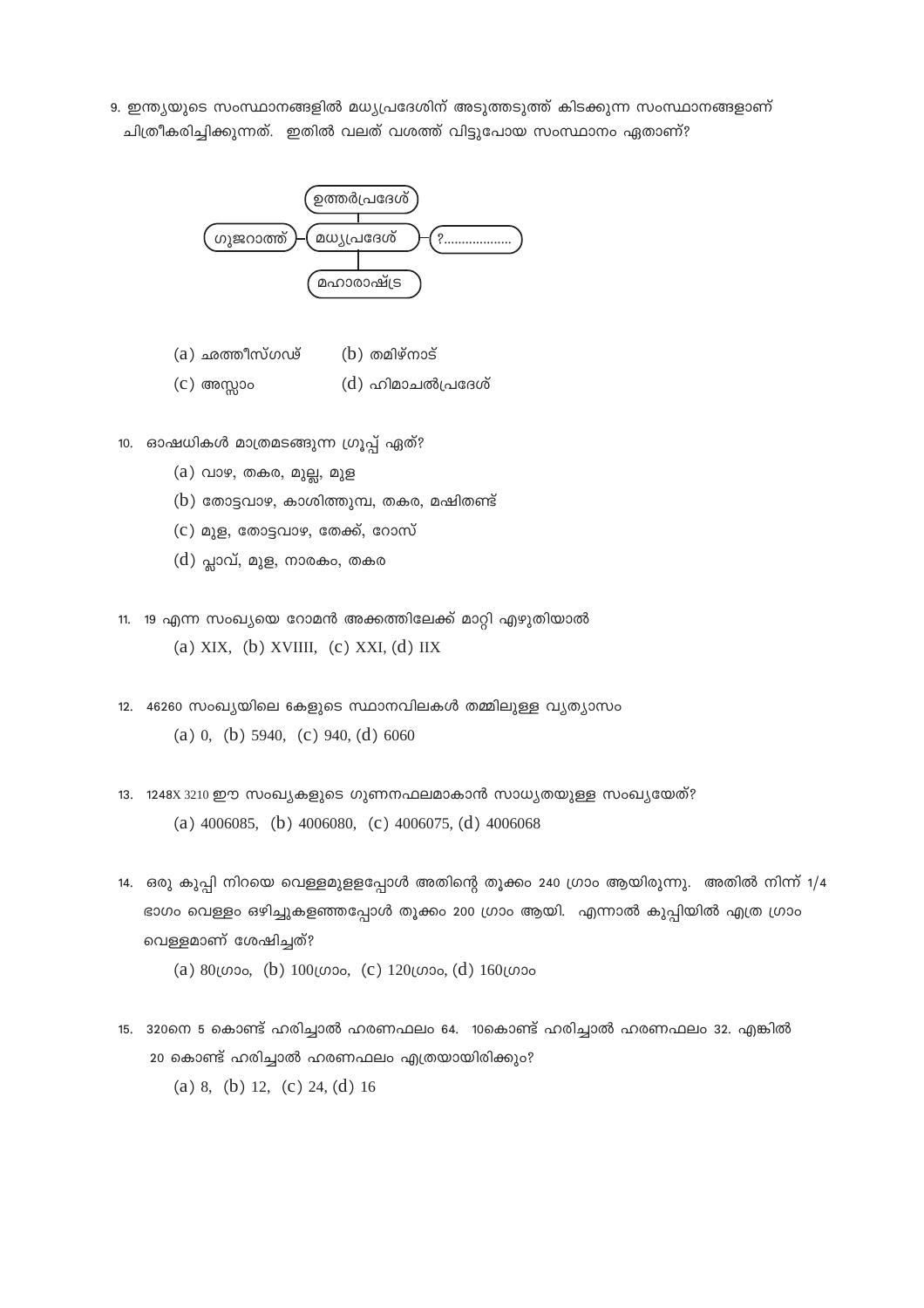9. ഇന്ത്യയുടെ സംസ്ഥാനങ്ങളിൽ മധ്യപ്രദേശിന് അടുത്തടുത്ത് കിടക്കുന്ന സംസ്ഥാനങ്ങളാണ് ചിത്രീകരിച്ചിക്കുന്നത്. ഇതിൽ വലത് വശത്ത് വിട്ടുപോയ സംസ്ഥാനം ഏതാണ്?

ഉത്തർപ്രദേശ്

ഗുജറാത്ത് – മധ്യപ്രദേശ് – ?..................

മഹാരാഷ്ട്ര

(a) ഛത്തീസ്ഗഢ് (b) തമിഴ്നാട്
(c) അസ്സാം (d) ഹിമാചൽപ്രദേശ്

10. ഓഷധികൾ മാത്രമടങ്ങുന്ന ഗ്രൂപ്പ് ഏത്?

(a) വാഴ, തകര, മുല്ല, മുള
(b) തോട്ടവാഴ, കാശിത്തുമ്പ, തകര, മഷിതണ്ട്
(c) മുള, തോട്ടവാഴ, തേക്ക്, റോസ്
(d) പ്ലാവ്, മുള, നാരകം, തകര

11. 19 എന്ന സംഖ്യയെ റോമൻ അക്കത്തിലേക്ക് മാറ്റി എഴുതിയാൽ

(a) XIX, (b) XVIIII, (c) XXI, (d) IIX

12. 46260 സംഖ്യയിലെ 6കളുടെ സ്ഥാനവിലകൾ തമ്മിലുള്ള വ്യത്യാസം

(a) 0, (b) 5940, (c) 940, (d) 6060

13. 1248X 3210 ഈ സംഖ്യകളുടെ ഗുണനഫലമാകാൻ സാധ്യതയുള്ള സംഖ്യയേത്?

(a) 4006085, (b) 4006080, (c) 4006075, (d) 4006068

14. ഒരു കുപ്പി നിറയെ വെള്ളമുളളപ്പോൾ അതിന്റെ തൂക്കം 240 ഗ്രാം ആയിരുന്നു. അതിൽ നിന്ന് 1/4 ഭാഗം വെള്ളം ഒഴിച്ചുകളഞ്ഞപ്പോൾ തൂക്കം 200 ഗ്രാം ആയി. എന്നാൽ കുപ്പിയിൽ എത്ര ഗ്രാം വെള്ളമാണ് ശേഷിച്ചത്?

(a) 80ഗ്രാം, (b) 100ഗ്രാം, (c) 120ഗ്രാം, (d) 160ഗ്രാം

15. 320നെ 5 കൊണ്ട് ഹരിച്ചാൽ ഹരണഫലം 64. 10കൊണ്ട് ഹരിച്ചാൽ ഹരണഫലം 32. എങ്കിൽ 20 കൊണ്ട് ഹരിച്ചാൽ ഹരണഫലം എത്രയായിരിക്കും?

(a) 8, (b) 12, (c) 24, (d) 16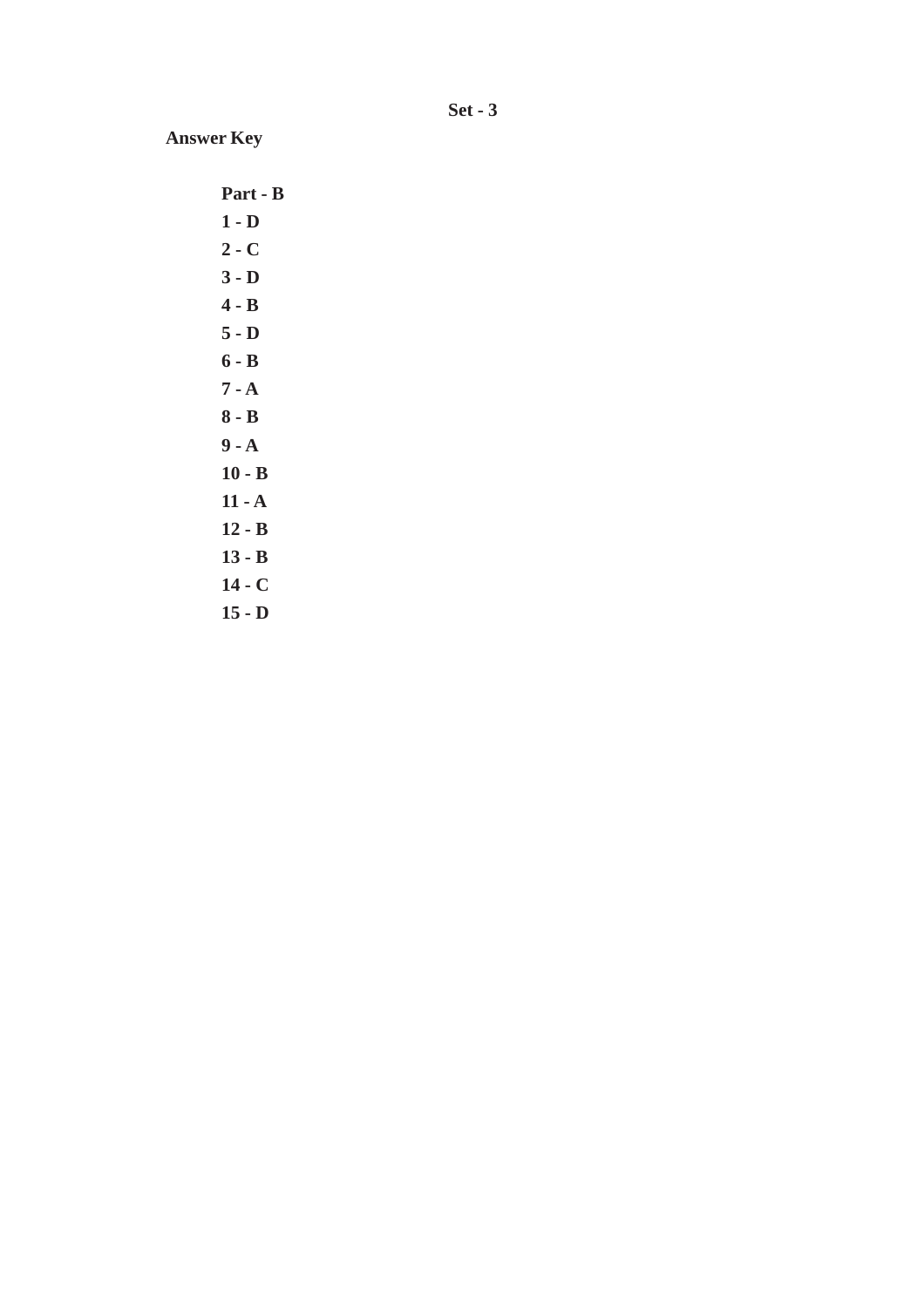**Set - 3**

**Answer Key**

**Part - B**

**1 - D**
**2 - C**
**3 - D**
**4 - B**
**5 - D**
**6 - B**
**7 - A**
**8 - B**
**9 - A**
**10 - B**
**11 - A**
**12 - B**
**13 - B**
**14 - C**
**15 - D**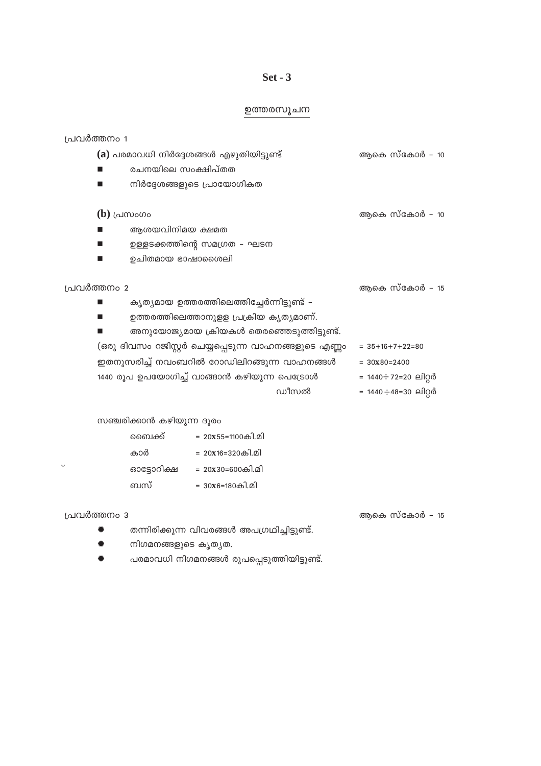## Set - 3

### ഉത്തരസൂചന

പ്രവർത്തനം 1

**(a)** പരമാവധി നിർദ്ദേശങ്ങൾ എഴുതിയിട്ടുണ്ട് — ആകെ സ്കോർ - 10

- രചനയിലെ സംക്ഷിപ്തത
- നിർദ്ദേശങ്ങളുടെ പ്രായോഗികത

**(b)** പ്രസംഗം — ആകെ സ്കോർ - 10

- ആശയവിനിമയ ക്ഷമത
- ഉള്ളടക്കത്തിന്റെ സമഗ്രത - ഘടന
- ഉചിതമായ ഭാഷാശൈലി

പ്രവർത്തനം 2 — ആകെ സ്കോർ - 15

- കൃത്യമായ ഉത്തരത്തിലെത്തിച്ചേർന്നിട്ടുണ്ട് -
- ഉത്തരത്തിലെത്താനുള്ള പ്രക്രിയ കൃത്യമാണ്.
- അനുയോജ്യമായ ക്രിയകൾ തെരഞ്ഞെടുത്തിട്ടുണ്ട്.

(ഒരു ദിവസം റജിസ്റ്റർ ചെയ്യപ്പെടുന്ന വാഹനങ്ങളുടെ എണ്ണം = 35+16+7+22=80

ഇതനുസരിച്ച് നവംബറിൽ റോഡിലിറങ്ങുന്ന വാഹനങ്ങൾ = 30x80=2400

1440 രൂപ ഉപയോഗിച്ച് വാങ്ങാൻ കഴിയുന്ന പെട്രോൾ = 1440÷72=20 ലിറ്റർ

ഡീസൽ = 1440÷48=30 ലിറ്റർ

സഞ്ചരിക്കാൻ കഴിയുന്ന ദൂരം

| | |
|---|---|
| ബൈക്ക് | = 20x55=1100കി.മി |
| കാർ | = 20x16=320കി.മി |
| ഓട്ടോറിക്ഷ | = 20x30=600കി.മി |
| ബസ് | = 30x6=180കി.മി |

പ്രവർത്തനം 3 — ആകെ സ്കോർ - 15

- തന്നിരിക്കുന്ന വിവരങ്ങൾ അപഗ്രഥിച്ചിട്ടുണ്ട്.
- നിഗമനങ്ങളുടെ കൃത്യത.
- പരമാവധി നിഗമനങ്ങൾ രൂപപ്പെടുത്തിയിട്ടുണ്ട്.